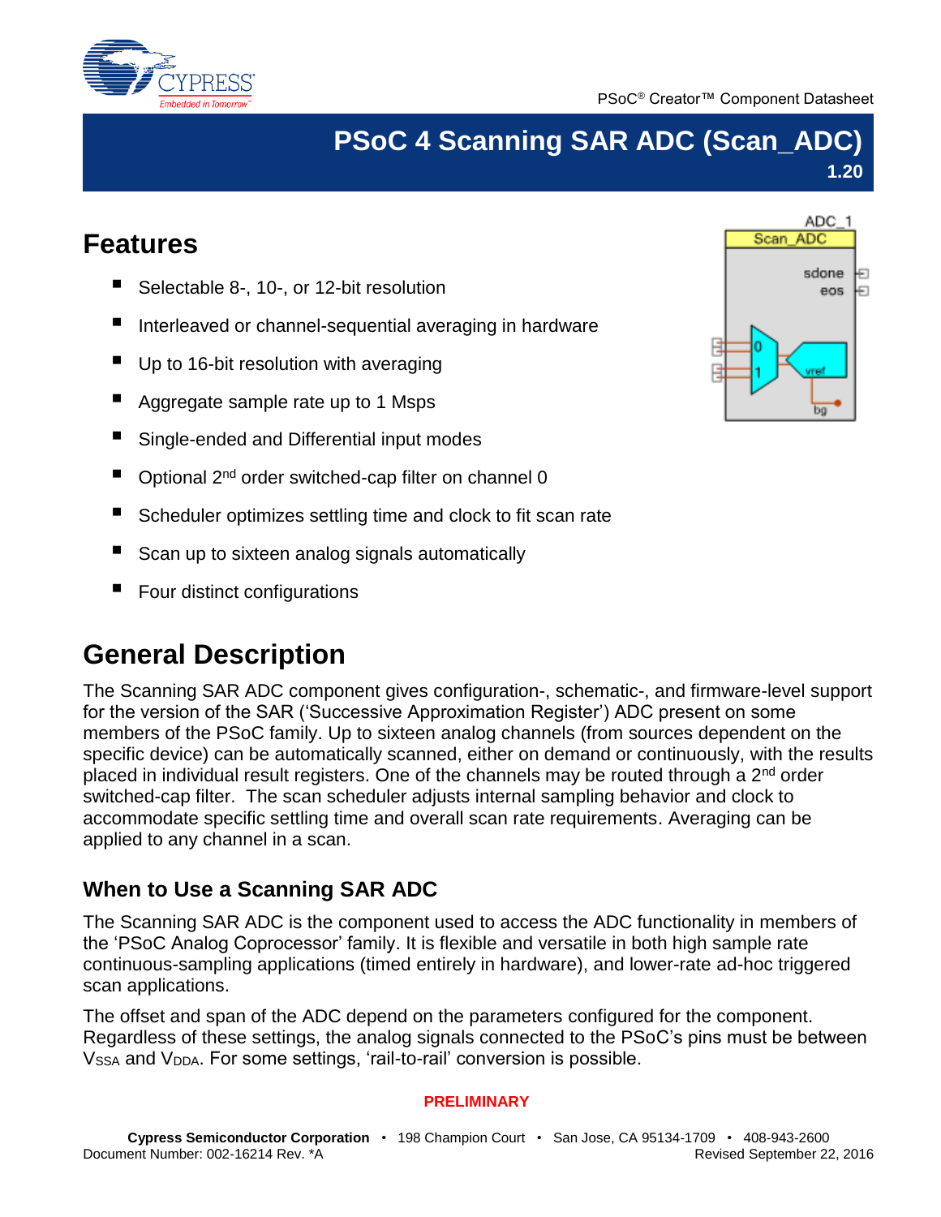# PSoC 4 Scanning SAR ADC (Scan_ADC)

**1.20**

## Features

- Selectable 8-, 10-, or 12-bit resolution
- Interleaved or channel-sequential averaging in hardware
- Up to 16-bit resolution with averaging
- Aggregate sample rate up to 1 Msps
- Single-ended and Differential input modes
- Optional 2nd order switched-cap filter on channel 0
- Scheduler optimizes settling time and clock to fit scan rate
- Scan up to sixteen analog signals automatically
- Four distinct configurations

## General Description

The Scanning SAR ADC component gives configuration-, schematic-, and firmware-level support for the version of the SAR ('Successive Approximation Register') ADC present on some members of the PSoC family. Up to sixteen analog channels (from sources dependent on the specific device) can be automatically scanned, either on demand or continuously, with the results placed in individual result registers. One of the channels may be routed through a 2nd order switched-cap filter. The scan scheduler adjusts internal sampling behavior and clock to accommodate specific settling time and overall scan rate requirements. Averaging can be applied to any channel in a scan.

### When to Use a Scanning SAR ADC

The Scanning SAR ADC is the component used to access the ADC functionality in members of the 'PSoC Analog Coprocessor' family. It is flexible and versatile in both high sample rate continuous-sampling applications (timed entirely in hardware), and lower-rate ad-hoc triggered scan applications.

The offset and span of the ADC depend on the parameters configured for the component. Regardless of these settings, the analog signals connected to the PSoC's pins must be between $V_{SSA}$ and $V_{DDA}$. For some settings, 'rail-to-rail' conversion is possible.

**PRELIMINARY**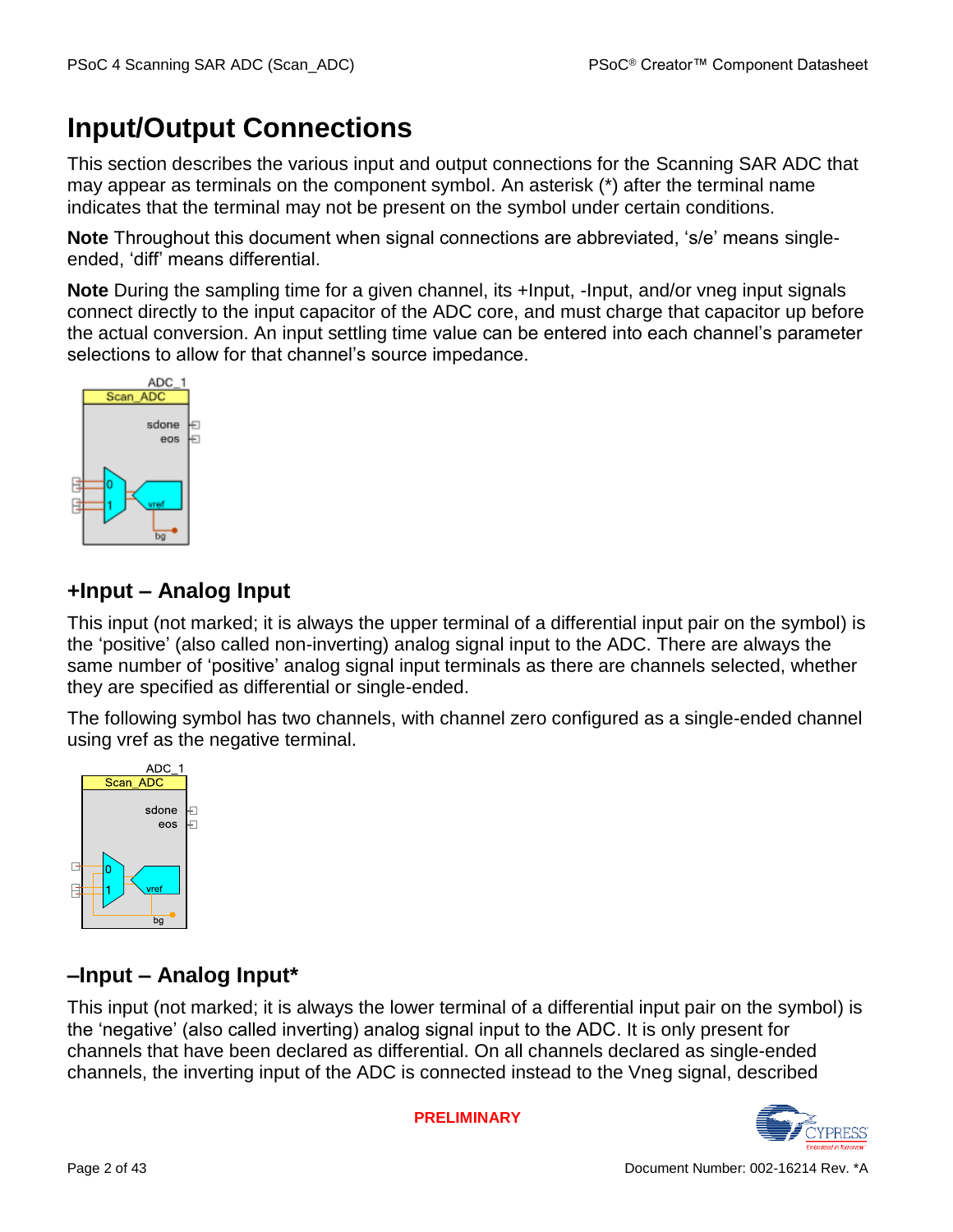# Input/Output Connections

This section describes the various input and output connections for the Scanning SAR ADC that may appear as terminals on the component symbol. An asterisk (*) after the terminal name indicates that the terminal may not be present on the symbol under certain conditions.

**Note** Throughout this document when signal connections are abbreviated, 's/e' means single-ended, 'diff' means differential.

**Note** During the sampling time for a given channel, its +Input, -Input, and/or vneg input signals connect directly to the input capacitor of the ADC core, and must charge that capacitor up before the actual conversion. An input settling time value can be entered into each channel's parameter selections to allow for that channel's source impedance.

## +Input – Analog Input

This input (not marked; it is always the upper terminal of a differential input pair on the symbol) is the 'positive' (also called non-inverting) analog signal input to the ADC. There are always the same number of 'positive' analog signal input terminals as there are channels selected, whether they are specified as differential or single-ended.

The following symbol has two channels, with channel zero configured as a single-ended channel using vref as the negative terminal.

## –Input – Analog Input*

This input (not marked; it is always the lower terminal of a differential input pair on the symbol) is the 'negative' (also called inverting) analog signal input to the ADC. It is only present for channels that have been declared as differential. On all channels declared as single-ended channels, the inverting input of the ADC is connected instead to the Vneg signal, described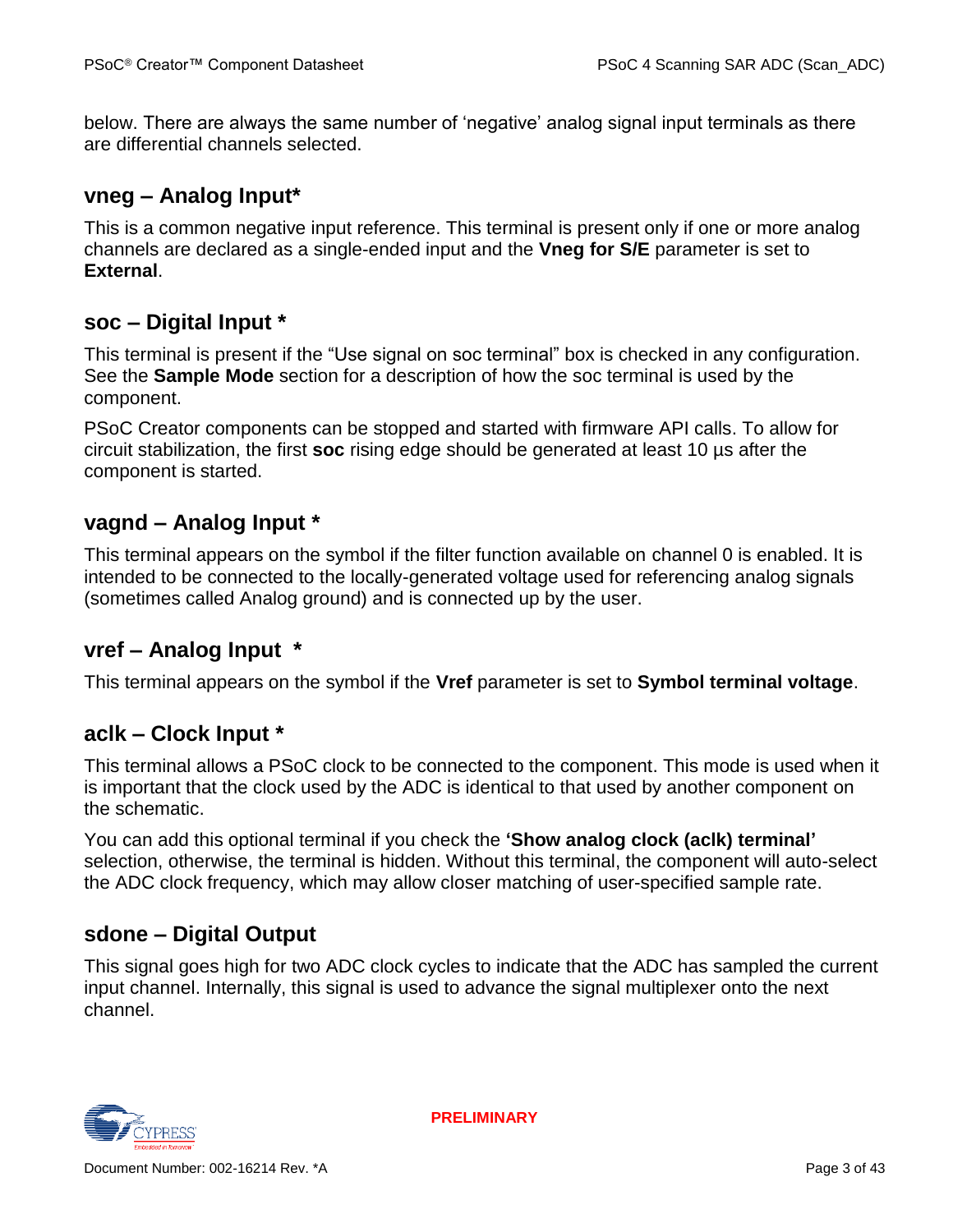below. There are always the same number of 'negative' analog signal input terminals as there are differential channels selected.

## vneg – Analog Input*

This is a common negative input reference. This terminal is present only if one or more analog channels are declared as a single-ended input and the **Vneg for S/E** parameter is set to **External**.

## soc – Digital Input *

This terminal is present if the "Use signal on soc terminal" box is checked in any configuration. See the **Sample Mode** section for a description of how the soc terminal is used by the component.

PSoC Creator components can be stopped and started with firmware API calls. To allow for circuit stabilization, the first **soc** rising edge should be generated at least 10 µs after the component is started.

## vagnd – Analog Input *

This terminal appears on the symbol if the filter function available on channel 0 is enabled. It is intended to be connected to the locally-generated voltage used for referencing analog signals (sometimes called Analog ground) and is connected up by the user.

## vref – Analog Input *

This terminal appears on the symbol if the **Vref** parameter is set to **Symbol terminal voltage**.

## aclk – Clock Input *

This terminal allows a PSoC clock to be connected to the component. This mode is used when it is important that the clock used by the ADC is identical to that used by another component on the schematic.

You can add this optional terminal if you check the **'Show analog clock (aclk) terminal'** selection, otherwise, the terminal is hidden. Without this terminal, the component will auto-select the ADC clock frequency, which may allow closer matching of user-specified sample rate.

## sdone – Digital Output

This signal goes high for two ADC clock cycles to indicate that the ADC has sampled the current input channel. Internally, this signal is used to advance the signal multiplexer onto the next channel.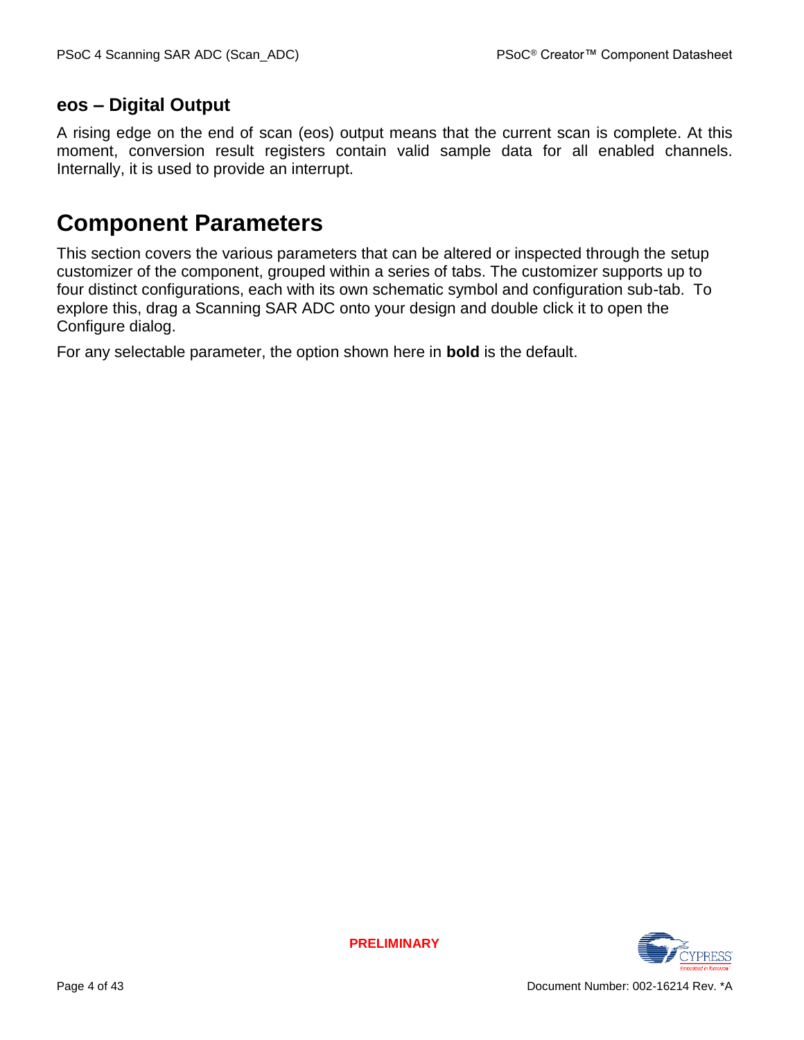### eos – Digital Output

A rising edge on the end of scan (eos) output means that the current scan is complete. At this moment, conversion result registers contain valid sample data for all enabled channels. Internally, it is used to provide an interrupt.

## Component Parameters

This section covers the various parameters that can be altered or inspected through the setup customizer of the component, grouped within a series of tabs. The customizer supports up to four distinct configurations, each with its own schematic symbol and configuration sub-tab. To explore this, drag a Scanning SAR ADC onto your design and double click it to open the Configure dialog.

For any selectable parameter, the option shown here in **bold** is the default.

PRELIMINARY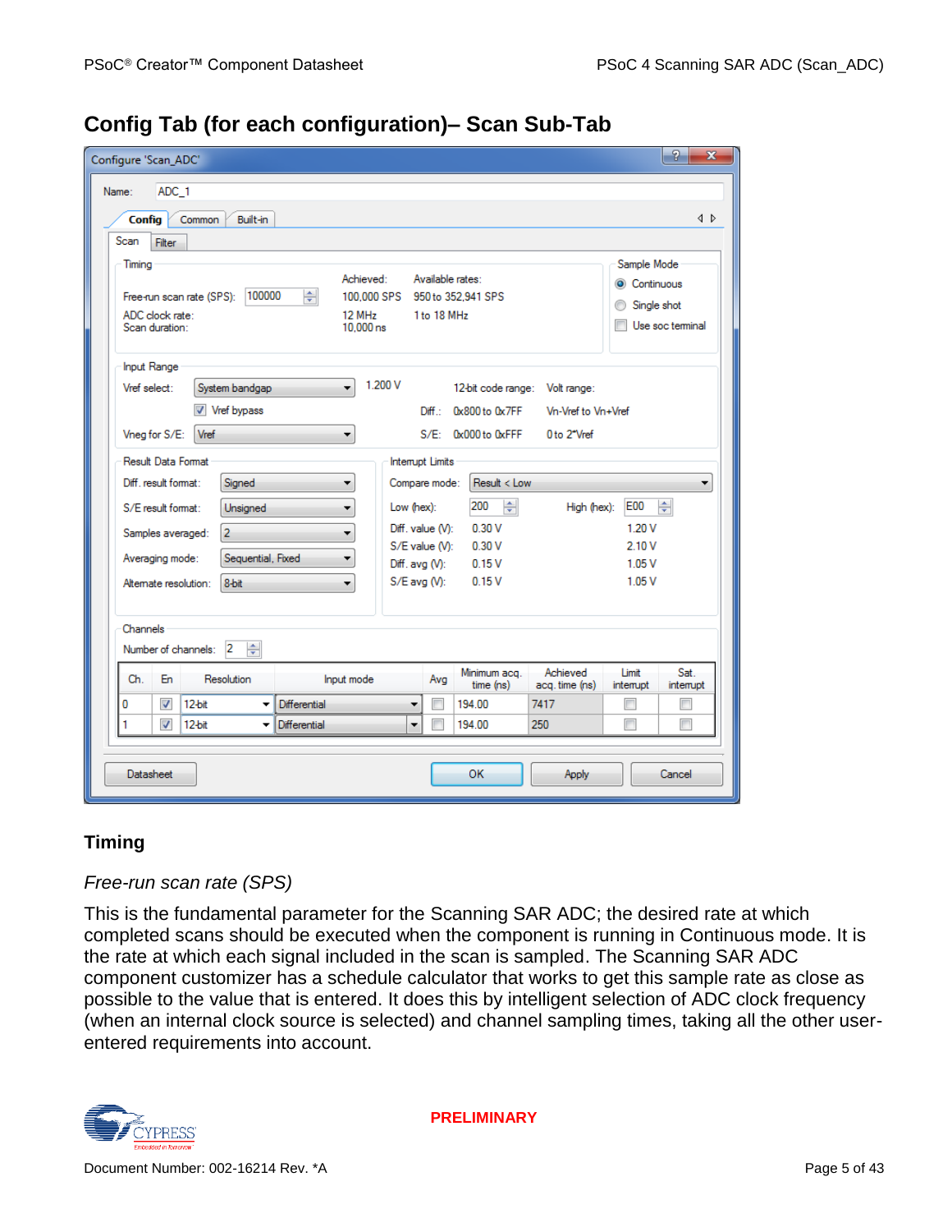## Config Tab (for each configuration)– Scan Sub-Tab

### Timing

*Free-run scan rate (SPS)*

This is the fundamental parameter for the Scanning SAR ADC; the desired rate at which completed scans should be executed when the component is running in Continuous mode. It is the rate at which each signal included in the scan is sampled. The Scanning SAR ADC component customizer has a schedule calculator that works to get this sample rate as close as possible to the value that is entered. It does this by intelligent selection of ADC clock frequency (when an internal clock source is selected) and channel sampling times, taking all the other user-entered requirements into account.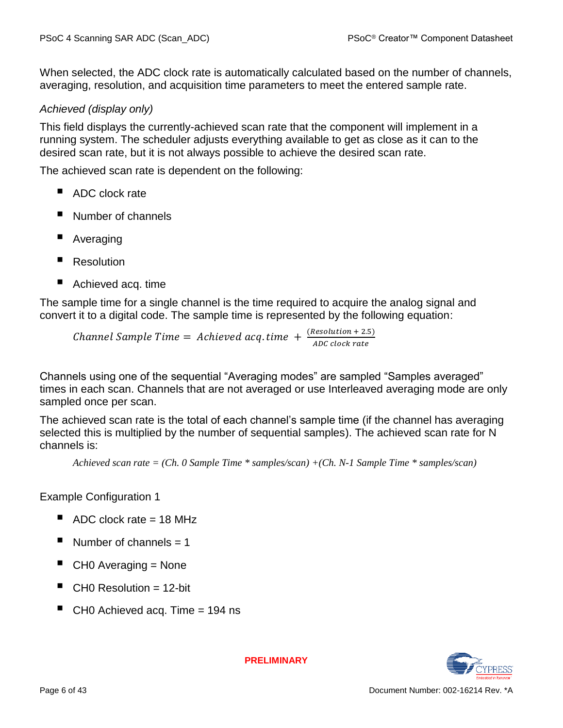When selected, the ADC clock rate is automatically calculated based on the number of channels, averaging, resolution, and acquisition time parameters to meet the entered sample rate.

*Achieved (display only)*

This field displays the currently-achieved scan rate that the component will implement in a running system. The scheduler adjusts everything available to get as close as it can to the desired scan rate, but it is not always possible to achieve the desired scan rate.

The achieved scan rate is dependent on the following:

- ADC clock rate
- Number of channels
- Averaging
- Resolution
- Achieved acq. time

The sample time for a single channel is the time required to acquire the analog signal and convert it to a digital code. The sample time is represented by the following equation:

$$Channel\ Sample\ Time = Achieved\ acq.time + \frac{(Resolution + 2.5)}{ADC\ clock\ rate}$$

Channels using one of the sequential "Averaging modes" are sampled "Samples averaged" times in each scan. Channels that are not averaged or use Interleaved averaging mode are only sampled once per scan.

The achieved scan rate is the total of each channel's sample time (if the channel has averaging selected this is multiplied by the number of sequential samples). The achieved scan rate for N channels is:

*Achieved scan rate = (Ch. 0 Sample Time * samples/scan) +(Ch. N-1 Sample Time * samples/scan)*

Example Configuration 1

- ADC clock rate = 18 MHz
- Number of channels = 1
- CH0 Averaging = None
- CH0 Resolution = 12-bit
- CH0 Achieved acq. Time = 194 ns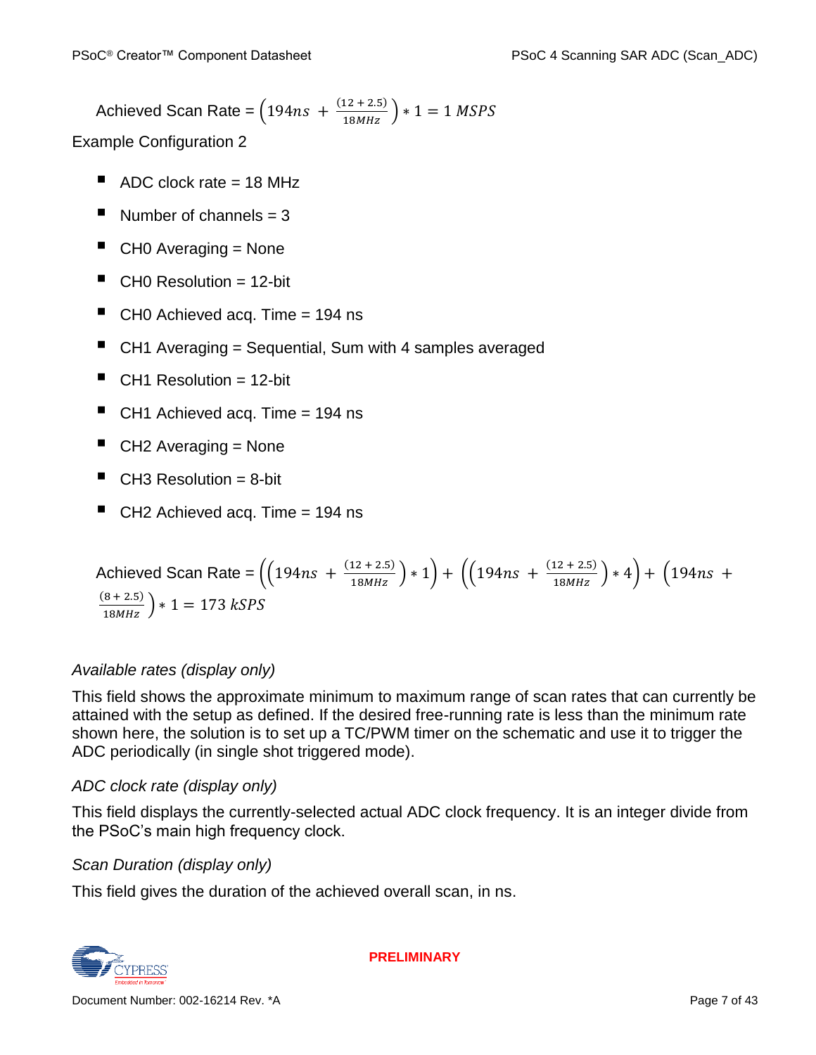Achieved Scan Rate = $\left(194ns + \frac{(12 + 2.5)}{18MHz}\right) * 1 = 1\ MSPS$

Example Configuration 2

- ADC clock rate = 18 MHz
- Number of channels = 3
- CH0 Averaging = None
- CH0 Resolution = 12-bit
- CH0 Achieved acq. Time = 194 ns
- CH1 Averaging = Sequential, Sum with 4 samples averaged
- CH1 Resolution = 12-bit
- CH1 Achieved acq. Time = 194 ns
- CH2 Averaging = None
- CH3 Resolution = 8-bit
- CH2 Achieved acq. Time = 194 ns

Achieved Scan Rate = $\left(\left(194ns + \frac{(12 + 2.5)}{18MHz}\right) * 1\right) + \left(\left(194ns + \frac{(12 + 2.5)}{18MHz}\right) * 4\right) + \left(194ns + \frac{(8 + 2.5)}{18MHz}\right) * 1 = 173\ kSPS$

*Available rates (display only)*

This field shows the approximate minimum to maximum range of scan rates that can currently be attained with the setup as defined. If the desired free-running rate is less than the minimum rate shown here, the solution is to set up a TC/PWM timer on the schematic and use it to trigger the ADC periodically (in single shot triggered mode).

*ADC clock rate (display only)*

This field displays the currently-selected actual ADC clock frequency. It is an integer divide from the PSoC's main high frequency clock.

*Scan Duration (display only)*

This field gives the duration of the achieved overall scan, in ns.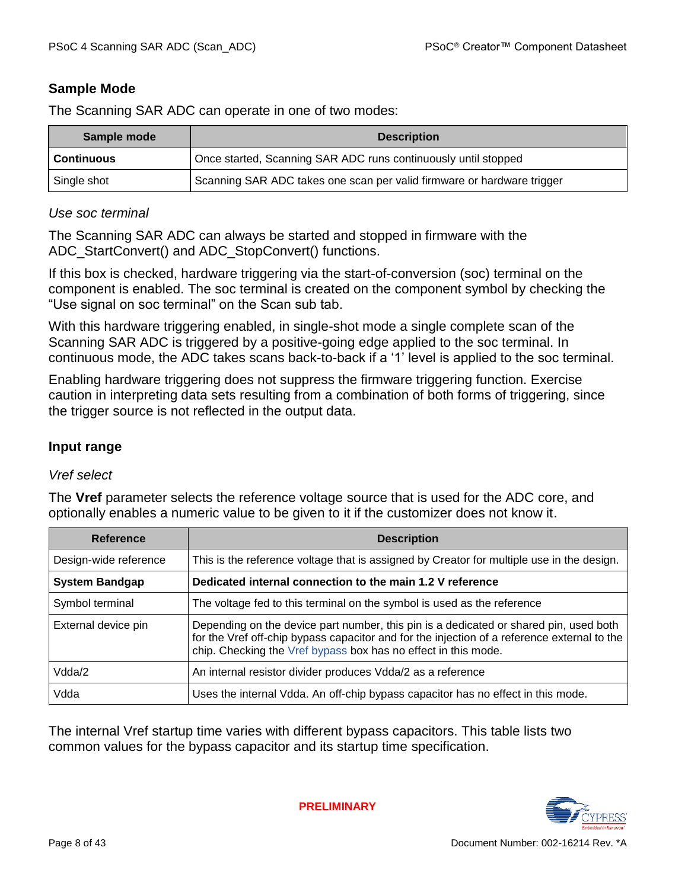### Sample Mode

The Scanning SAR ADC can operate in one of two modes:

| Sample mode | Description |
|---|---|
| **Continuous** | Once started, Scanning SAR ADC runs continuously until stopped |
| Single shot | Scanning SAR ADC takes one scan per valid firmware or hardware trigger |

*Use soc terminal*

The Scanning SAR ADC can always be started and stopped in firmware with the ADC_StartConvert() and ADC_StopConvert() functions.

If this box is checked, hardware triggering via the start-of-conversion (soc) terminal on the component is enabled. The soc terminal is created on the component symbol by checking the "Use signal on soc terminal" on the Scan sub tab.

With this hardware triggering enabled, in single-shot mode a single complete scan of the Scanning SAR ADC is triggered by a positive-going edge applied to the soc terminal. In continuous mode, the ADC takes scans back-to-back if a '1' level is applied to the soc terminal.

Enabling hardware triggering does not suppress the firmware triggering function. Exercise caution in interpreting data sets resulting from a combination of both forms of triggering, since the trigger source is not reflected in the output data.

### Input range

*Vref select*

The **Vref** parameter selects the reference voltage source that is used for the ADC core, and optionally enables a numeric value to be given to it if the customizer does not know it.

| Reference | Description |
|---|---|
| Design-wide reference | This is the reference voltage that is assigned by Creator for multiple use in the design. |
| **System Bandgap** | **Dedicated internal connection to the main 1.2 V reference** |
| Symbol terminal | The voltage fed to this terminal on the symbol is used as the reference |
| External device pin | Depending on the device part number, this pin is a dedicated or shared pin, used both for the Vref off-chip bypass capacitor and for the injection of a reference external to the chip. Checking the Vref bypass box has no effect in this mode. |
| Vdda/2 | An internal resistor divider produces Vdda/2 as a reference |
| Vdda | Uses the internal Vdda. An off-chip bypass capacitor has no effect in this mode. |

The internal Vref startup time varies with different bypass capacitors. This table lists two common values for the bypass capacitor and its startup time specification.

PRELIMINARY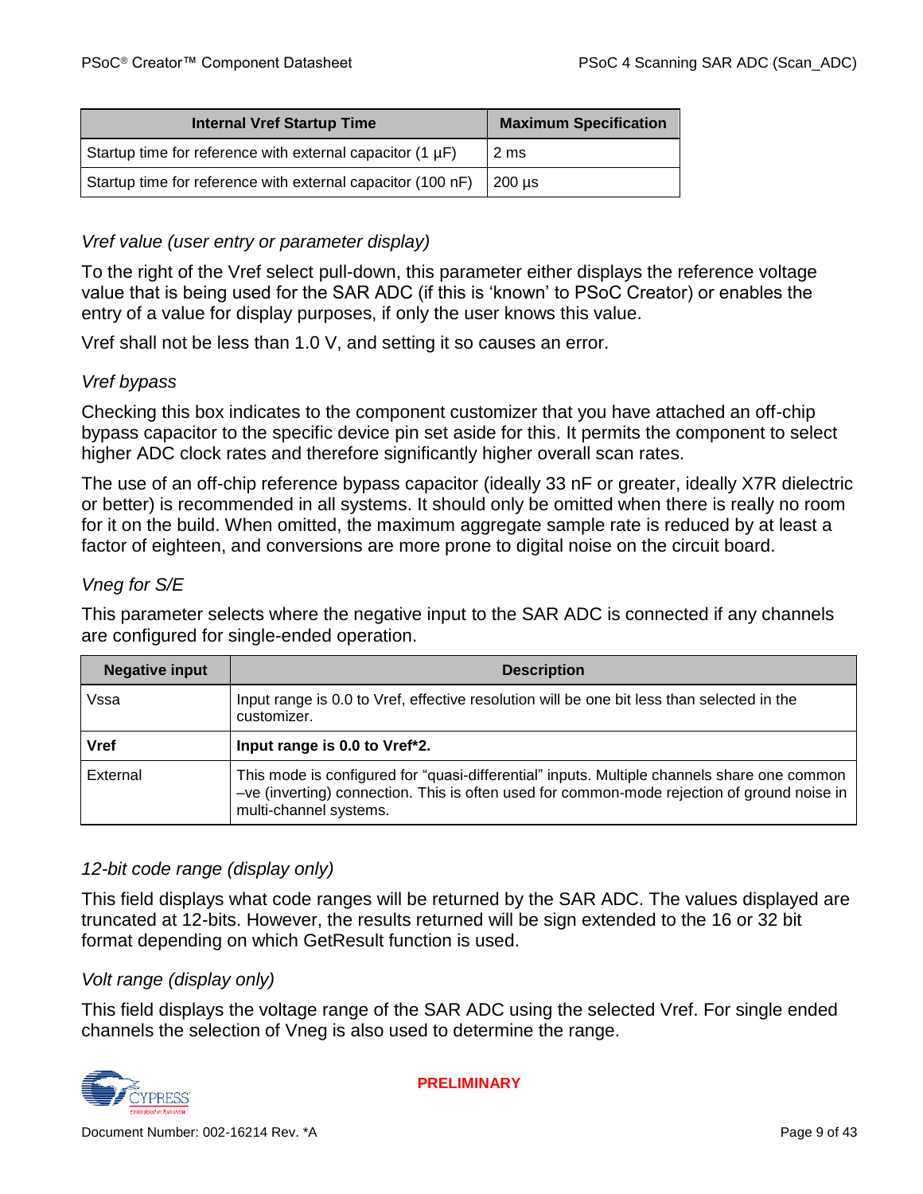| Internal Vref Startup Time | Maximum Specification |
| --- | --- |
| Startup time for reference with external capacitor (1 µF) | 2 ms |
| Startup time for reference with external capacitor (100 nF) | 200 µs |

### *Vref value (user entry or parameter display)*

To the right of the Vref select pull-down, this parameter either displays the reference voltage value that is being used for the SAR ADC (if this is 'known' to PSoC Creator) or enables the entry of a value for display purposes, if only the user knows this value.

Vref shall not be less than 1.0 V, and setting it so causes an error.

### *Vref bypass*

Checking this box indicates to the component customizer that you have attached an off-chip bypass capacitor to the specific device pin set aside for this. It permits the component to select higher ADC clock rates and therefore significantly higher overall scan rates.

The use of an off-chip reference bypass capacitor (ideally 33 nF or greater, ideally X7R dielectric or better) is recommended in all systems. It should only be omitted when there is really no room for it on the build. When omitted, the maximum aggregate sample rate is reduced by at least a factor of eighteen, and conversions are more prone to digital noise on the circuit board.

### *Vneg for S/E*

This parameter selects where the negative input to the SAR ADC is connected if any channels are configured for single-ended operation.

| Negative input | Description |
| --- | --- |
| Vssa | Input range is 0.0 to Vref, effective resolution will be one bit less than selected in the customizer. |
| **Vref** | **Input range is 0.0 to Vref*2.** |
| External | This mode is configured for "quasi-differential" inputs. Multiple channels share one common –ve (inverting) connection. This is often used for common-mode rejection of ground noise in multi-channel systems. |

### *12-bit code range (display only)*

This field displays what code ranges will be returned by the SAR ADC. The values displayed are truncated at 12-bits. However, the results returned will be sign extended to the 16 or 32 bit format depending on which GetResult function is used.

### *Volt range (display only)*

This field displays the voltage range of the SAR ADC using the selected Vref. For single ended channels the selection of Vneg is also used to determine the range.

PRELIMINARY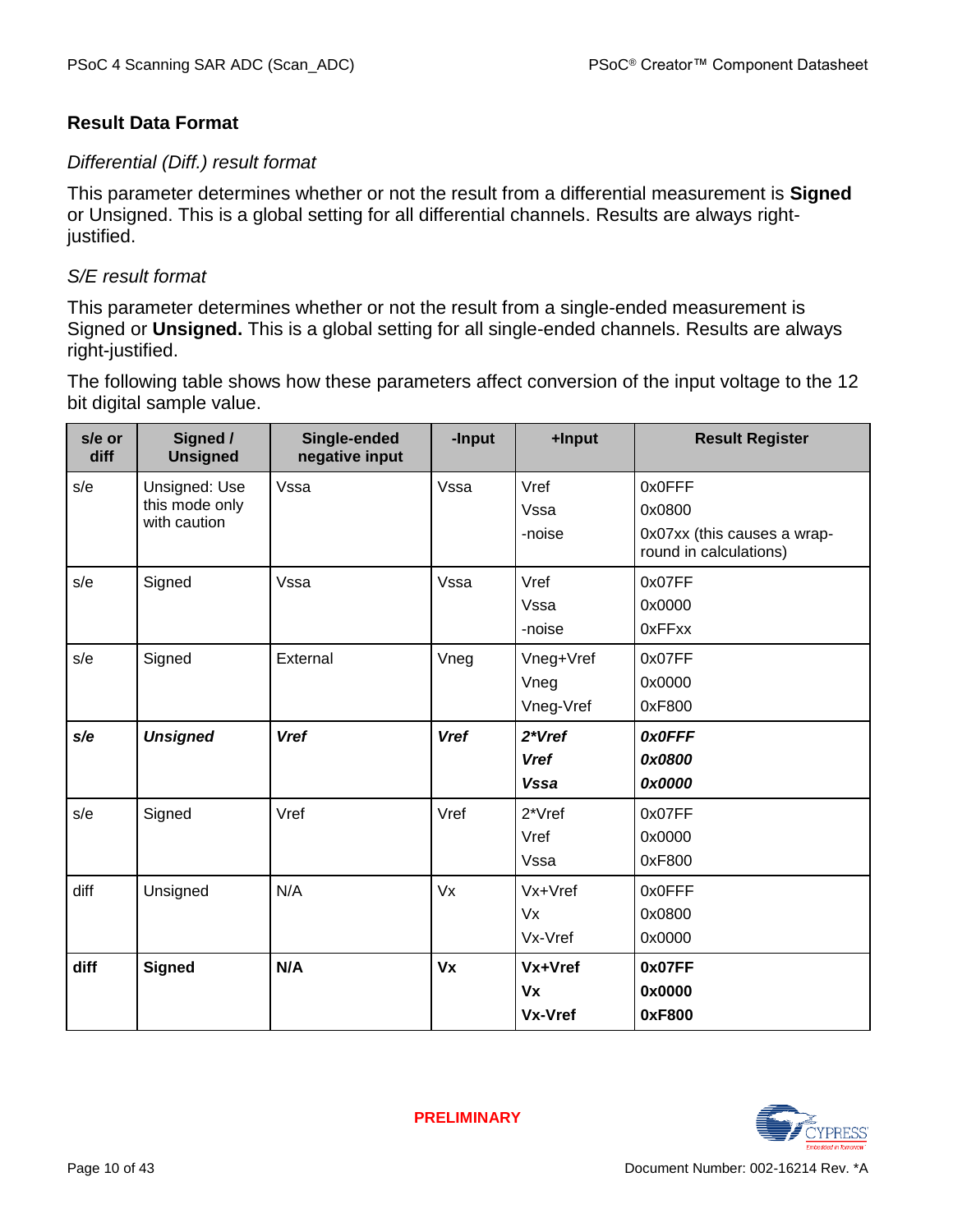### Result Data Format

*Differential (Diff.) result format*

This parameter determines whether or not the result from a differential measurement is **Signed** or Unsigned. This is a global setting for all differential channels. Results are always right-justified.

*S/E result format*

This parameter determines whether or not the result from a single-ended measurement is Signed or **Unsigned.** This is a global setting for all single-ended channels. Results are always right-justified.

The following table shows how these parameters affect conversion of the input voltage to the 12 bit digital sample value.

| s/e or diff | Signed / Unsigned | Single-ended negative input | -Input | +Input | Result Register |
|---|---|---|---|---|---|
| s/e | Unsigned: Use this mode only with caution | Vssa | Vssa | Vref<br>Vssa<br>-noise | 0x0FFF<br>0x0800<br>0x07xx (this causes a wrap-round in calculations) |
| s/e | Signed | Vssa | Vssa | Vref<br>Vssa<br>-noise | 0x07FF<br>0x0000<br>0xFFxx |
| s/e | Signed | External | Vneg | Vneg+Vref<br>Vneg<br>Vneg-Vref | 0x07FF<br>0x0000<br>0xF800 |
| ***s/e*** | ***Unsigned*** | ***Vref*** | ***Vref*** | ***2*Vref***<br>***Vref***<br>***Vssa*** | ***0x0FFF***<br>***0x0800***<br>***0x0000*** |
| s/e | Signed | Vref | Vref | 2*Vref<br>Vref<br>Vssa | 0x07FF<br>0x0000<br>0xF800 |
| diff | Unsigned | N/A | Vx | Vx+Vref<br>Vx<br>Vx-Vref | 0x0FFF<br>0x0800<br>0x0000 |
| **diff** | **Signed** | **N/A** | **Vx** | **Vx+Vref**<br>**Vx**<br>**Vx-Vref** | **0x07FF**<br>**0x0000**<br>**0xF800** |

PRELIMINARY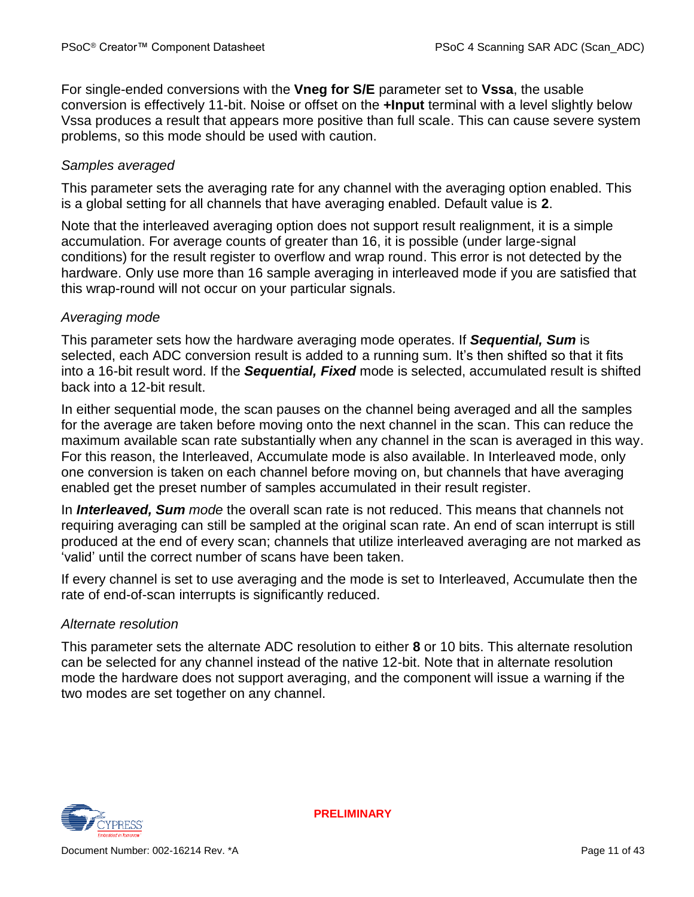For single-ended conversions with the **Vneg for S/E** parameter set to **Vssa**, the usable conversion is effectively 11-bit. Noise or offset on the **+Input** terminal with a level slightly below Vssa produces a result that appears more positive than full scale. This can cause severe system problems, so this mode should be used with caution.

#### *Samples averaged*

This parameter sets the averaging rate for any channel with the averaging option enabled. This is a global setting for all channels that have averaging enabled. Default value is **2**.

Note that the interleaved averaging option does not support result realignment, it is a simple accumulation. For average counts of greater than 16, it is possible (under large-signal conditions) for the result register to overflow and wrap round. This error is not detected by the hardware. Only use more than 16 sample averaging in interleaved mode if you are satisfied that this wrap-round will not occur on your particular signals.

#### *Averaging mode*

This parameter sets how the hardware averaging mode operates. If ***Sequential, Sum*** is selected, each ADC conversion result is added to a running sum. It's then shifted so that it fits into a 16-bit result word. If the ***Sequential, Fixed*** mode is selected, accumulated result is shifted back into a 12-bit result.

In either sequential mode, the scan pauses on the channel being averaged and all the samples for the average are taken before moving onto the next channel in the scan. This can reduce the maximum available scan rate substantially when any channel in the scan is averaged in this way. For this reason, the Interleaved, Accumulate mode is also available. In Interleaved mode, only one conversion is taken on each channel before moving on, but channels that have averaging enabled get the preset number of samples accumulated in their result register.

In ***Interleaved, Sum*** *mode* the overall scan rate is not reduced. This means that channels not requiring averaging can still be sampled at the original scan rate. An end of scan interrupt is still produced at the end of every scan; channels that utilize interleaved averaging are not marked as 'valid' until the correct number of scans have been taken.

If every channel is set to use averaging and the mode is set to Interleaved, Accumulate then the rate of end-of-scan interrupts is significantly reduced.

#### *Alternate resolution*

This parameter sets the alternate ADC resolution to either **8** or 10 bits. This alternate resolution can be selected for any channel instead of the native 12-bit. Note that in alternate resolution mode the hardware does not support averaging, and the component will issue a warning if the two modes are set together on any channel.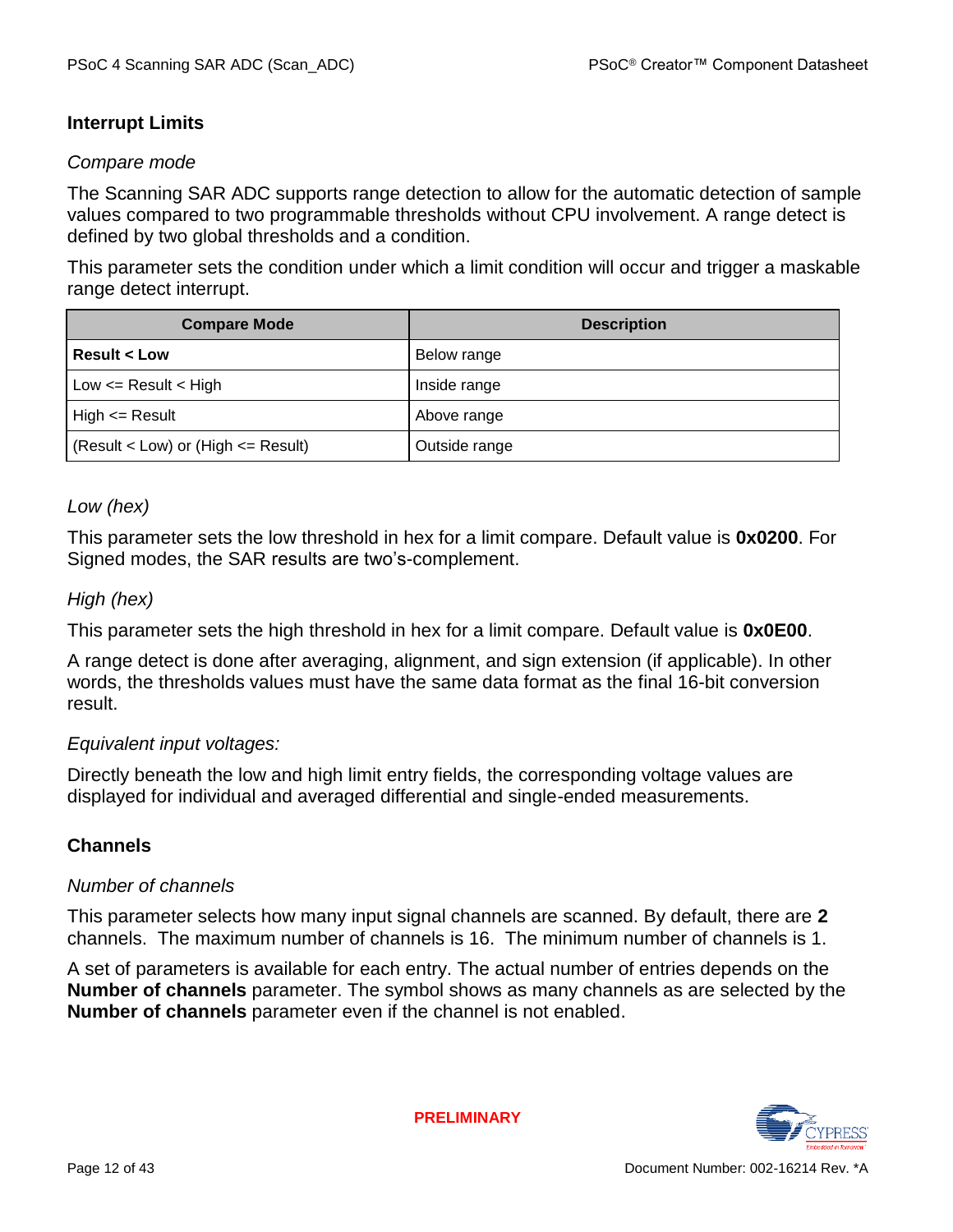### Interrupt Limits

*Compare mode*

The Scanning SAR ADC supports range detection to allow for the automatic detection of sample values compared to two programmable thresholds without CPU involvement. A range detect is defined by two global thresholds and a condition.

This parameter sets the condition under which a limit condition will occur and trigger a maskable range detect interrupt.

| Compare Mode | Description |
|---|---|
| **Result < Low** | Below range |
| Low <= Result < High | Inside range |
| High <= Result | Above range |
| (Result < Low) or (High <= Result) | Outside range |

*Low (hex)*

This parameter sets the low threshold in hex for a limit compare. Default value is **0x0200**. For Signed modes, the SAR results are two's-complement.

*High (hex)*

This parameter sets the high threshold in hex for a limit compare. Default value is **0x0E00**.

A range detect is done after averaging, alignment, and sign extension (if applicable). In other words, the thresholds values must have the same data format as the final 16-bit conversion result.

*Equivalent input voltages:*

Directly beneath the low and high limit entry fields, the corresponding voltage values are displayed for individual and averaged differential and single-ended measurements.

### Channels

*Number of channels*

This parameter selects how many input signal channels are scanned. By default, there are **2** channels. The maximum number of channels is 16. The minimum number of channels is 1.

A set of parameters is available for each entry. The actual number of entries depends on the **Number of channels** parameter. The symbol shows as many channels as are selected by the **Number of channels** parameter even if the channel is not enabled.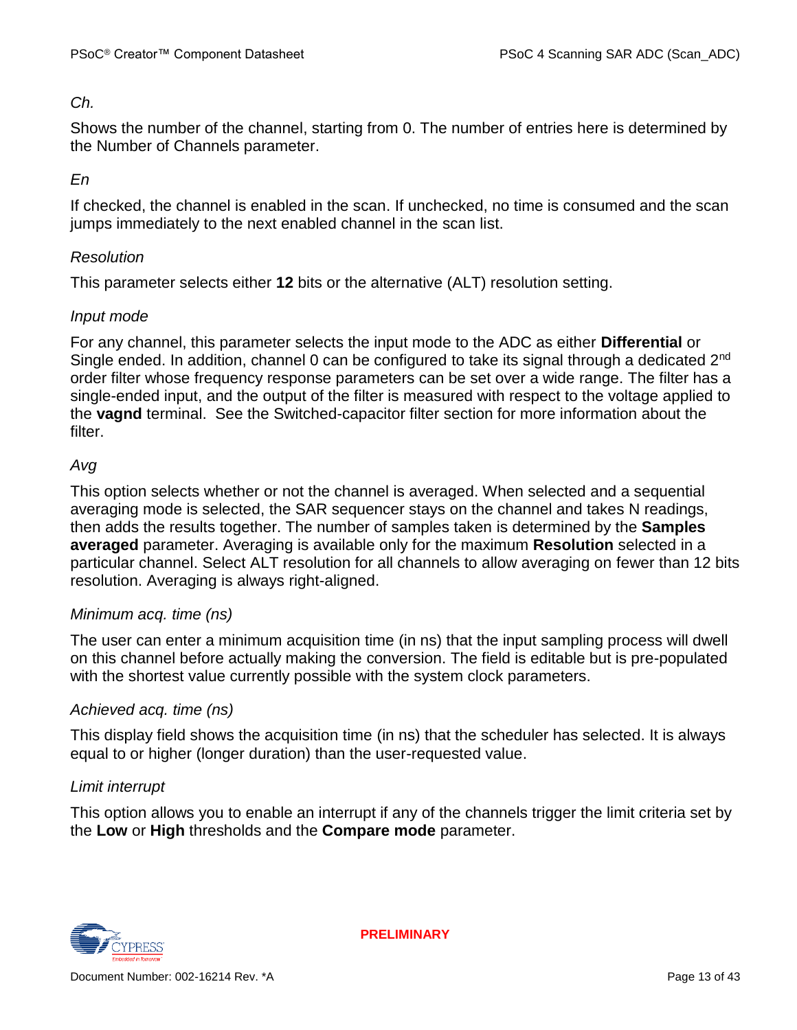*Ch.*

Shows the number of the channel, starting from 0. The number of entries here is determined by the Number of Channels parameter.

*En*

If checked, the channel is enabled in the scan. If unchecked, no time is consumed and the scan jumps immediately to the next enabled channel in the scan list.

*Resolution*

This parameter selects either **12** bits or the alternative (ALT) resolution setting.

*Input mode*

For any channel, this parameter selects the input mode to the ADC as either **Differential** or Single ended. In addition, channel 0 can be configured to take its signal through a dedicated 2nd order filter whose frequency response parameters can be set over a wide range. The filter has a single-ended input, and the output of the filter is measured with respect to the voltage applied to the **vagnd** terminal. See the Switched-capacitor filter section for more information about the filter.

*Avg*

This option selects whether or not the channel is averaged. When selected and a sequential averaging mode is selected, the SAR sequencer stays on the channel and takes N readings, then adds the results together. The number of samples taken is determined by the **Samples averaged** parameter. Averaging is available only for the maximum **Resolution** selected in a particular channel. Select ALT resolution for all channels to allow averaging on fewer than 12 bits resolution. Averaging is always right-aligned.

*Minimum acq. time (ns)*

The user can enter a minimum acquisition time (in ns) that the input sampling process will dwell on this channel before actually making the conversion. The field is editable but is pre-populated with the shortest value currently possible with the system clock parameters.

*Achieved acq. time (ns)*

This display field shows the acquisition time (in ns) that the scheduler has selected. It is always equal to or higher (longer duration) than the user-requested value.

*Limit interrupt*

This option allows you to enable an interrupt if any of the channels trigger the limit criteria set by the **Low** or **High** thresholds and the **Compare mode** parameter.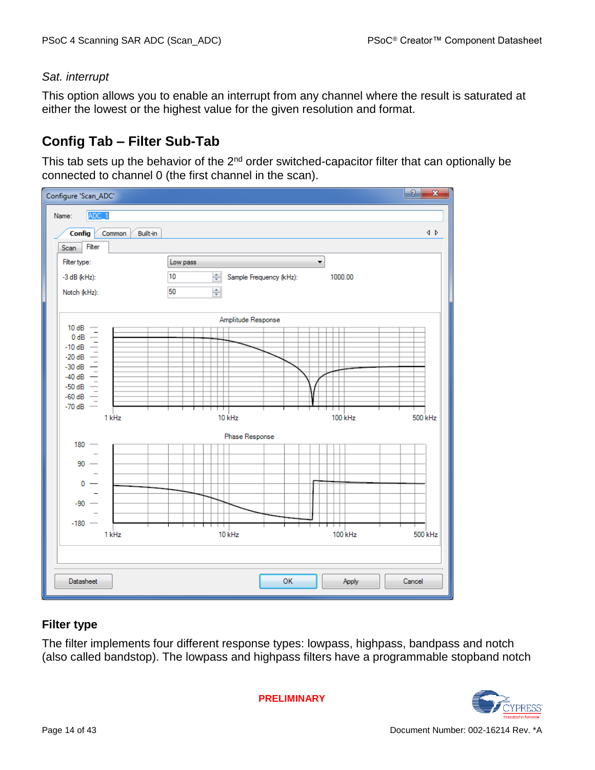*Sat. interrupt*

This option allows you to enable an interrupt from any channel where the result is saturated at either the lowest or the highest value for the given resolution and format.

## Config Tab – Filter Sub-Tab

This tab sets up the behavior of the 2nd order switched-capacitor filter that can optionally be connected to channel 0 (the first channel in the scan).

### Filter type

The filter implements four different response types: lowpass, highpass, bandpass and notch (also called bandstop). The lowpass and highpass filters have a programmable stopband notch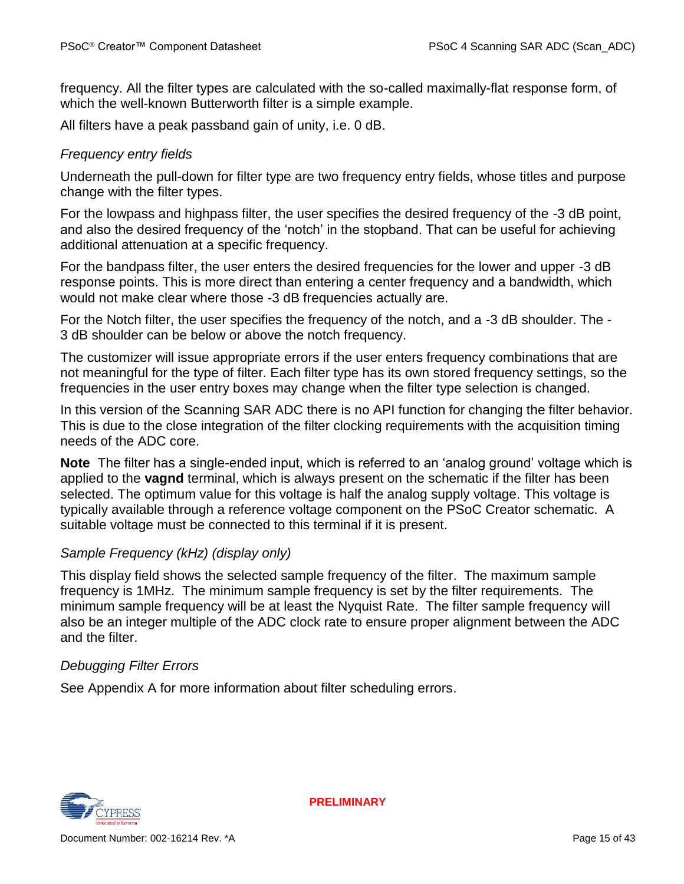frequency. All the filter types are calculated with the so-called maximally-flat response form, of which the well-known Butterworth filter is a simple example.

All filters have a peak passband gain of unity, i.e. 0 dB.

### *Frequency entry fields*

Underneath the pull-down for filter type are two frequency entry fields, whose titles and purpose change with the filter types.

For the lowpass and highpass filter, the user specifies the desired frequency of the -3 dB point, and also the desired frequency of the 'notch' in the stopband. That can be useful for achieving additional attenuation at a specific frequency.

For the bandpass filter, the user enters the desired frequencies for the lower and upper -3 dB response points. This is more direct than entering a center frequency and a bandwidth, which would not make clear where those -3 dB frequencies actually are.

For the Notch filter, the user specifies the frequency of the notch, and a -3 dB shoulder. The -3 dB shoulder can be below or above the notch frequency.

The customizer will issue appropriate errors if the user enters frequency combinations that are not meaningful for the type of filter. Each filter type has its own stored frequency settings, so the frequencies in the user entry boxes may change when the filter type selection is changed.

In this version of the Scanning SAR ADC there is no API function for changing the filter behavior. This is due to the close integration of the filter clocking requirements with the acquisition timing needs of the ADC core.

**Note** The filter has a single-ended input, which is referred to an 'analog ground' voltage which is applied to the **vagnd** terminal, which is always present on the schematic if the filter has been selected. The optimum value for this voltage is half the analog supply voltage. This voltage is typically available through a reference voltage component on the PSoC Creator schematic. A suitable voltage must be connected to this terminal if it is present.

### *Sample Frequency (kHz) (display only)*

This display field shows the selected sample frequency of the filter. The maximum sample frequency is 1MHz. The minimum sample frequency is set by the filter requirements. The minimum sample frequency will be at least the Nyquist Rate. The filter sample frequency will also be an integer multiple of the ADC clock rate to ensure proper alignment between the ADC and the filter.

### *Debugging Filter Errors*

See Appendix A for more information about filter scheduling errors.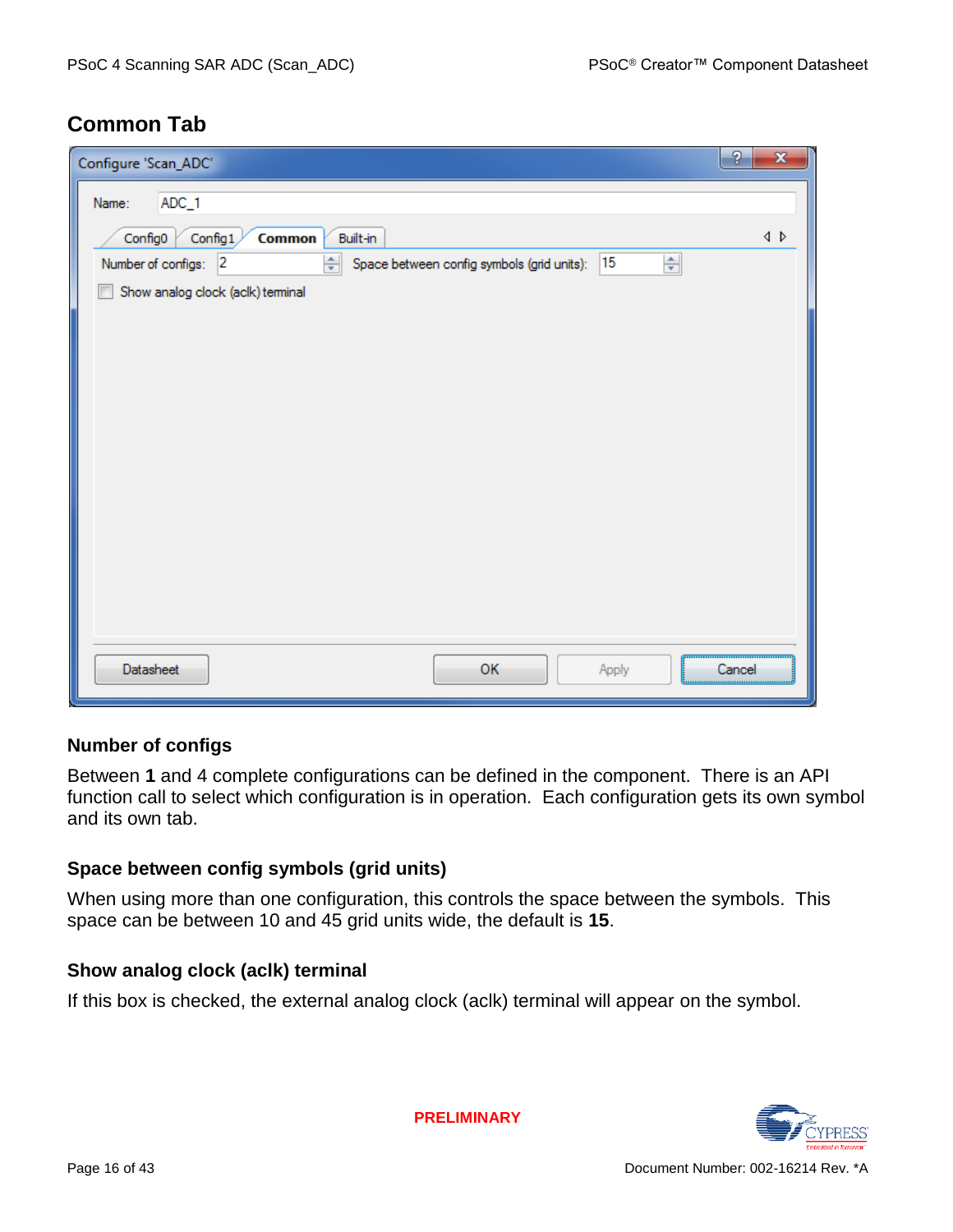## Common Tab

### Number of configs

Between **1** and 4 complete configurations can be defined in the component. There is an API function call to select which configuration is in operation. Each configuration gets its own symbol and its own tab.

### Space between config symbols (grid units)

When using more than one configuration, this controls the space between the symbols. This space can be between 10 and 45 grid units wide, the default is **15**.

### Show analog clock (aclk) terminal

If this box is checked, the external analog clock (aclk) terminal will appear on the symbol.

PRELIMINARY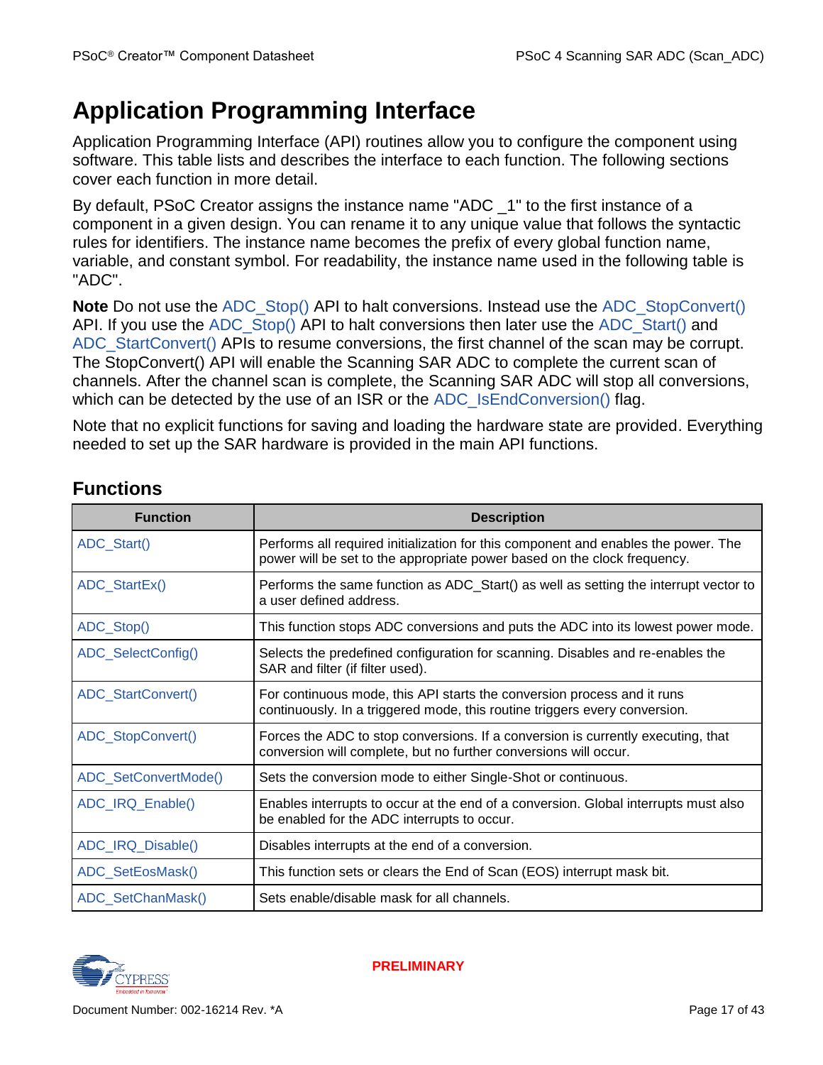# Application Programming Interface

Application Programming Interface (API) routines allow you to configure the component using software. This table lists and describes the interface to each function. The following sections cover each function in more detail.

By default, PSoC Creator assigns the instance name "ADC _1" to the first instance of a component in a given design. You can rename it to any unique value that follows the syntactic rules for identifiers. The instance name becomes the prefix of every global function name, variable, and constant symbol. For readability, the instance name used in the following table is "ADC".

**Note** Do not use the ADC_Stop() API to halt conversions. Instead use the ADC_StopConvert() API. If you use the ADC_Stop() API to halt conversions then later use the ADC_Start() and ADC_StartConvert() APIs to resume conversions, the first channel of the scan may be corrupt. The StopConvert() API will enable the Scanning SAR ADC to complete the current scan of channels. After the channel scan is complete, the Scanning SAR ADC will stop all conversions, which can be detected by the use of an ISR or the ADC_IsEndConversion() flag.

Note that no explicit functions for saving and loading the hardware state are provided. Everything needed to set up the SAR hardware is provided in the main API functions.

## Functions

| Function | Description |
|---|---|
| ADC_Start() | Performs all required initialization for this component and enables the power. The power will be set to the appropriate power based on the clock frequency. |
| ADC_StartEx() | Performs the same function as ADC_Start() as well as setting the interrupt vector to a user defined address. |
| ADC_Stop() | This function stops ADC conversions and puts the ADC into its lowest power mode. |
| ADC_SelectConfig() | Selects the predefined configuration for scanning. Disables and re-enables the SAR and filter (if filter used). |
| ADC_StartConvert() | For continuous mode, this API starts the conversion process and it runs continuously. In a triggered mode, this routine triggers every conversion. |
| ADC_StopConvert() | Forces the ADC to stop conversions. If a conversion is currently executing, that conversion will complete, but no further conversions will occur. |
| ADC_SetConvertMode() | Sets the conversion mode to either Single-Shot or continuous. |
| ADC_IRQ_Enable() | Enables interrupts to occur at the end of a conversion. Global interrupts must also be enabled for the ADC interrupts to occur. |
| ADC_IRQ_Disable() | Disables interrupts at the end of a conversion. |
| ADC_SetEosMask() | This function sets or clears the End of Scan (EOS) interrupt mask bit. |
| ADC_SetChanMask() | Sets enable/disable mask for all channels. |

PRELIMINARY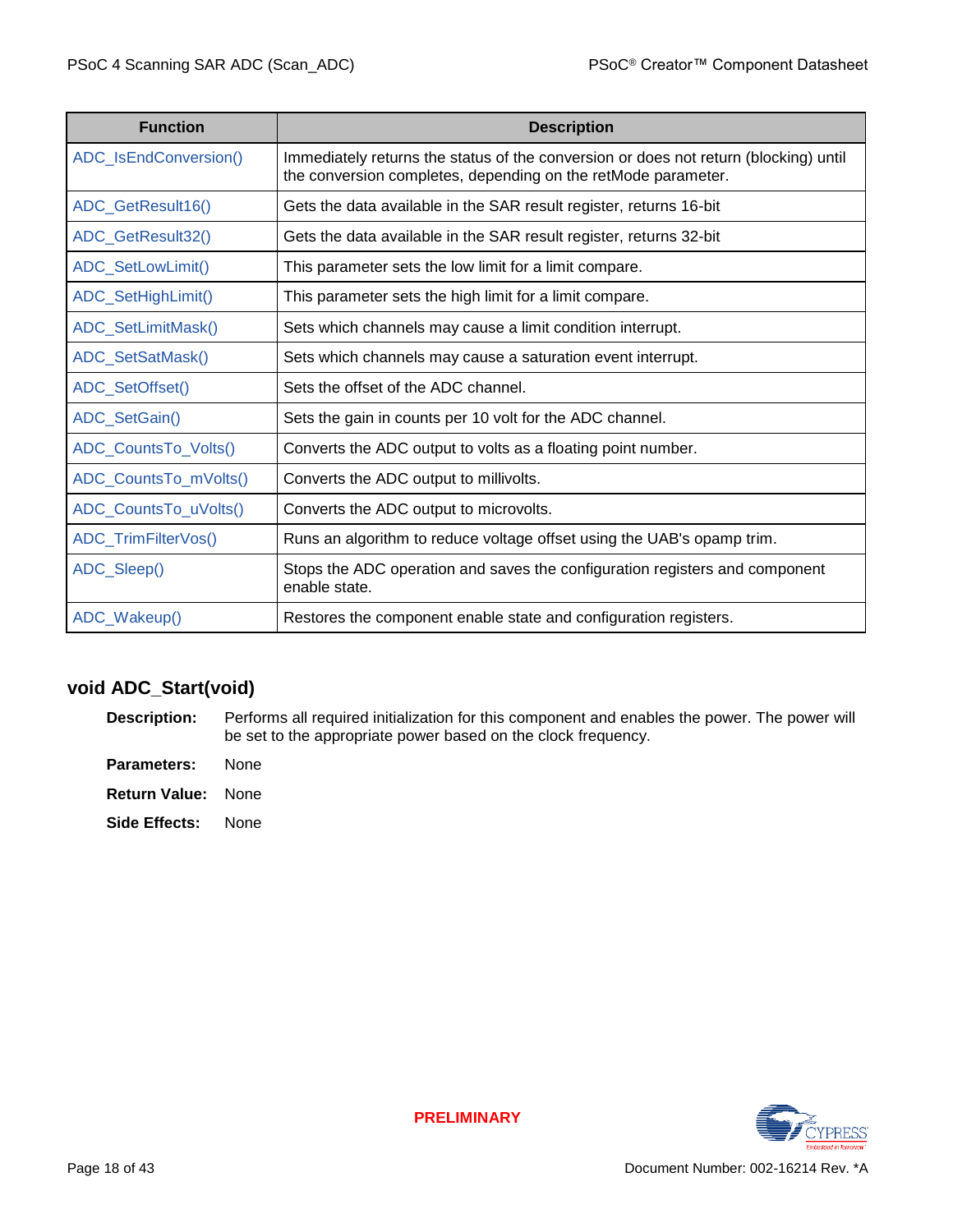| Function | Description |
|---|---|
| ADC_IsEndConversion() | Immediately returns the status of the conversion or does not return (blocking) until the conversion completes, depending on the retMode parameter. |
| ADC_GetResult16() | Gets the data available in the SAR result register, returns 16-bit |
| ADC_GetResult32() | Gets the data available in the SAR result register, returns 32-bit |
| ADC_SetLowLimit() | This parameter sets the low limit for a limit compare. |
| ADC_SetHighLimit() | This parameter sets the high limit for a limit compare. |
| ADC_SetLimitMask() | Sets which channels may cause a limit condition interrupt. |
| ADC_SetSatMask() | Sets which channels may cause a saturation event interrupt. |
| ADC_SetOffset() | Sets the offset of the ADC channel. |
| ADC_SetGain() | Sets the gain in counts per 10 volt for the ADC channel. |
| ADC_CountsTo_Volts() | Converts the ADC output to volts as a floating point number. |
| ADC_CountsTo_mVolts() | Converts the ADC output to millivolts. |
| ADC_CountsTo_uVolts() | Converts the ADC output to microvolts. |
| ADC_TrimFilterVos() | Runs an algorithm to reduce voltage offset using the UAB's opamp trim. |
| ADC_Sleep() | Stops the ADC operation and saves the configuration registers and component enable state. |
| ADC_Wakeup() | Restores the component enable state and configuration registers. |

## void ADC_Start(void)

**Description:** Performs all required initialization for this component and enables the power. The power will be set to the appropriate power based on the clock frequency.

**Parameters:** None

**Return Value:** None

**Side Effects:** None

PRELIMINARY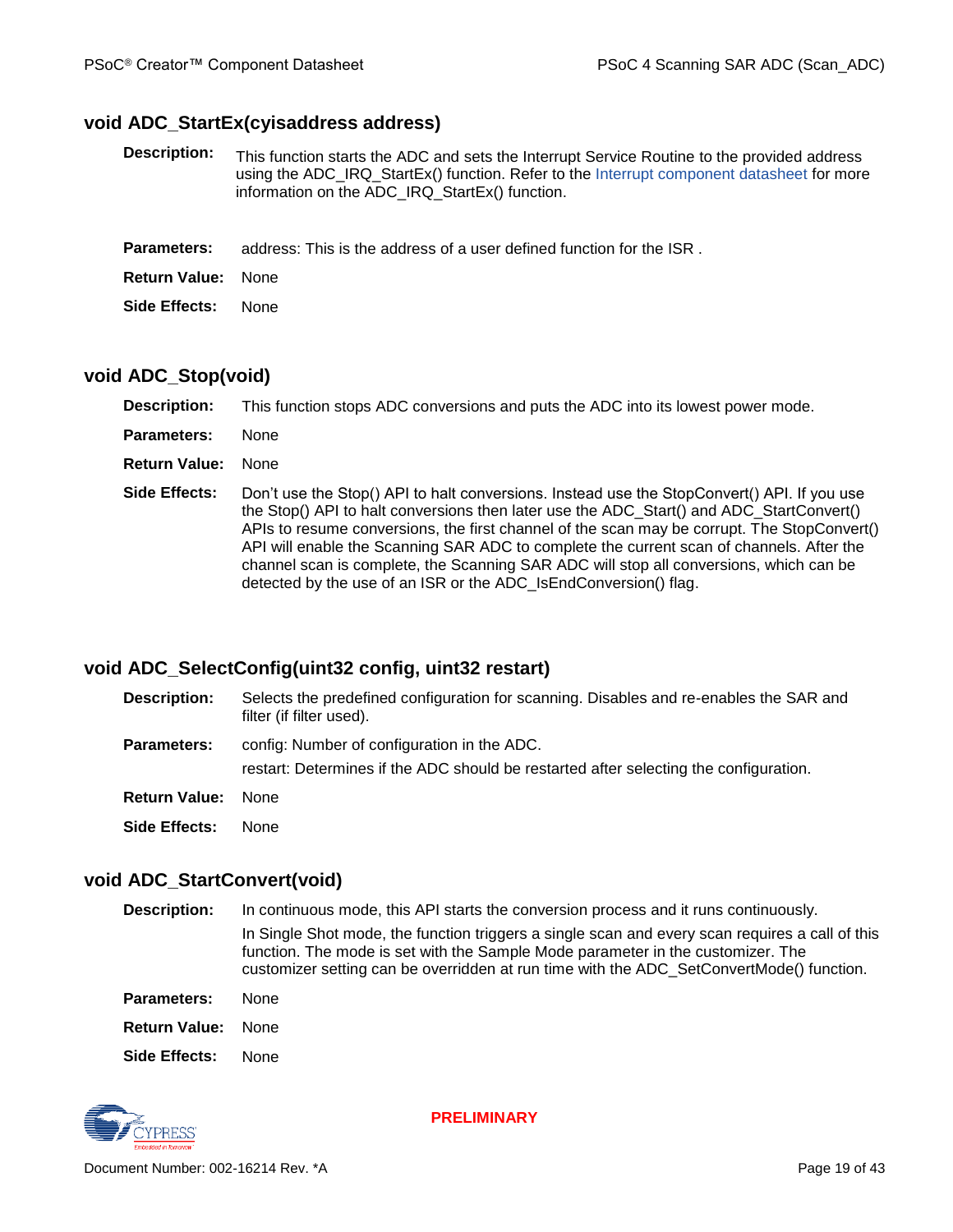### void ADC_StartEx(cyisaddress address)

**Description:** This function starts the ADC and sets the Interrupt Service Routine to the provided address using the ADC_IRQ_StartEx() function. Refer to the Interrupt component datasheet for more information on the ADC_IRQ_StartEx() function.

**Parameters:** address: This is the address of a user defined function for the ISR .

**Return Value:** None

**Side Effects:** None

### void ADC_Stop(void)

**Description:** This function stops ADC conversions and puts the ADC into its lowest power mode.

**Parameters:** None

**Return Value:** None

**Side Effects:** Don't use the Stop() API to halt conversions. Instead use the StopConvert() API. If you use the Stop() API to halt conversions then later use the ADC_Start() and ADC_StartConvert() APIs to resume conversions, the first channel of the scan may be corrupt. The StopConvert() API will enable the Scanning SAR ADC to complete the current scan of channels. After the channel scan is complete, the Scanning SAR ADC will stop all conversions, which can be detected by the use of an ISR or the ADC_IsEndConversion() flag.

### void ADC_SelectConfig(uint32 config, uint32 restart)

**Description:** Selects the predefined configuration for scanning. Disables and re-enables the SAR and filter (if filter used).

**Parameters:** config: Number of configuration in the ADC.

restart: Determines if the ADC should be restarted after selecting the configuration.

**Return Value:** None

**Side Effects:** None

### void ADC_StartConvert(void)

**Description:** In continuous mode, this API starts the conversion process and it runs continuously.

In Single Shot mode, the function triggers a single scan and every scan requires a call of this function. The mode is set with the Sample Mode parameter in the customizer. The customizer setting can be overridden at run time with the ADC_SetConvertMode() function.

**Parameters:** None

**Return Value:** None

**Side Effects:** None

PRELIMINARY

Document Number: 002-16214 Rev. *A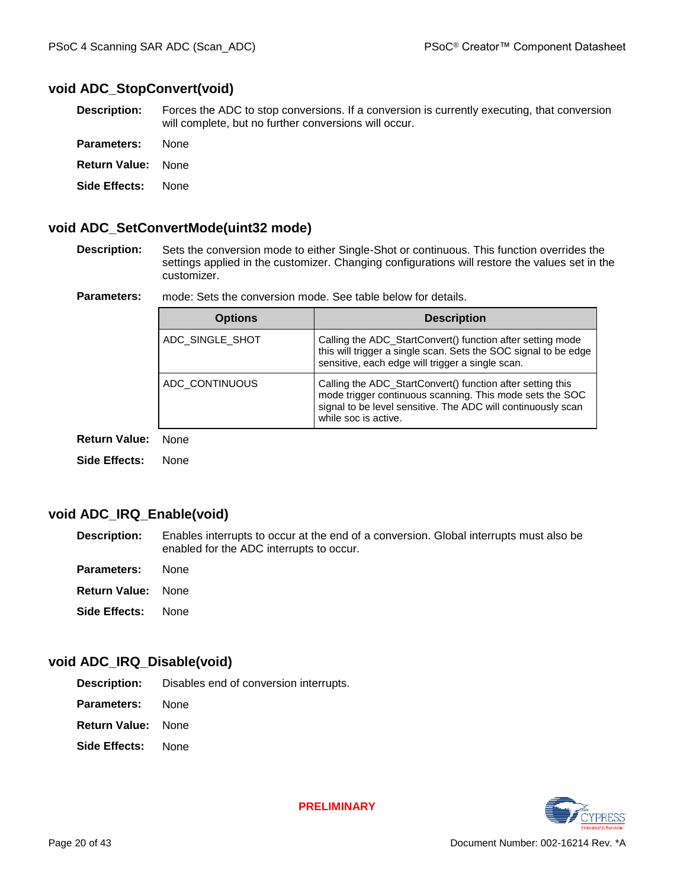### void ADC_StopConvert(void)

**Description:** Forces the ADC to stop conversions. If a conversion is currently executing, that conversion will complete, but no further conversions will occur.

**Parameters:** None

**Return Value:** None

**Side Effects:** None

### void ADC_SetConvertMode(uint32 mode)

**Description:** Sets the conversion mode to either Single-Shot or continuous. This function overrides the settings applied in the customizer. Changing configurations will restore the values set in the customizer.

**Parameters:** mode: Sets the conversion mode. See table below for details.

| Options | Description |
|---|---|
| ADC_SINGLE_SHOT | Calling the ADC_StartConvert() function after setting mode this will trigger a single scan. Sets the SOC signal to be edge sensitive, each edge will trigger a single scan. |
| ADC_CONTINUOUS | Calling the ADC_StartConvert() function after setting this mode trigger continuous scanning. This mode sets the SOC signal to be level sensitive. The ADC will continuously scan while soc is active. |

**Return Value:** None

**Side Effects:** None

### void ADC_IRQ_Enable(void)

**Description:** Enables interrupts to occur at the end of a conversion. Global interrupts must also be enabled for the ADC interrupts to occur.

**Parameters:** None

**Return Value:** None

**Side Effects:** None

### void ADC_IRQ_Disable(void)

**Description:** Disables end of conversion interrupts.

**Parameters:** None

**Return Value:** None

**Side Effects:** None

PRELIMINARY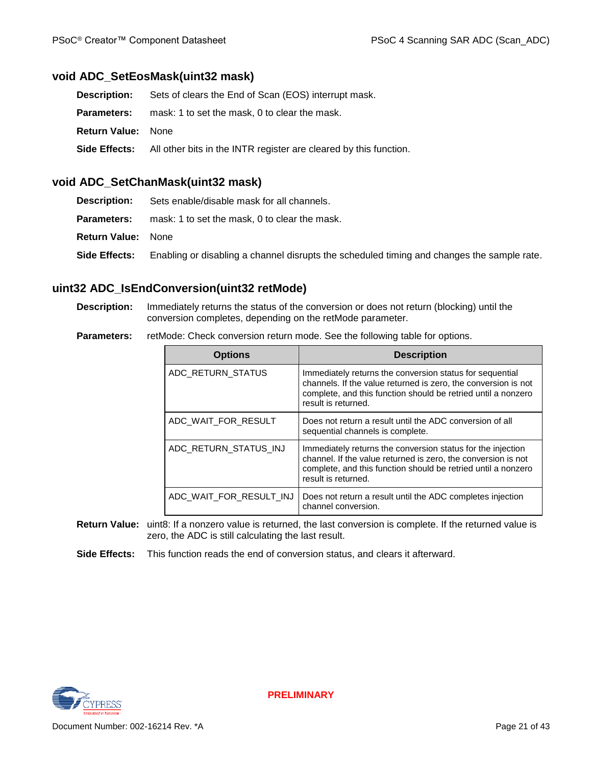### void ADC_SetEosMask(uint32 mask)

**Description:** Sets of clears the End of Scan (EOS) interrupt mask.

**Parameters:** mask: 1 to set the mask, 0 to clear the mask.

**Return Value:** None

**Side Effects:** All other bits in the INTR register are cleared by this function.

### void ADC_SetChanMask(uint32 mask)

**Description:** Sets enable/disable mask for all channels.

**Parameters:** mask: 1 to set the mask, 0 to clear the mask.

**Return Value:** None

**Side Effects:** Enabling or disabling a channel disrupts the scheduled timing and changes the sample rate.

### uint32 ADC_IsEndConversion(uint32 retMode)

**Description:** Immediately returns the status of the conversion or does not return (blocking) until the conversion completes, depending on the retMode parameter.

**Parameters:** retMode: Check conversion return mode. See the following table for options.

| Options | Description |
|---|---|
| ADC_RETURN_STATUS | Immediately returns the conversion status for sequential channels. If the value returned is zero, the conversion is not complete, and this function should be retried until a nonzero result is returned. |
| ADC_WAIT_FOR_RESULT | Does not return a result until the ADC conversion of all sequential channels is complete. |
| ADC_RETURN_STATUS_INJ | Immediately returns the conversion status for the injection channel. If the value returned is zero, the conversion is not complete, and this function should be retried until a nonzero result is returned. |
| ADC_WAIT_FOR_RESULT_INJ | Does not return a result until the ADC completes injection channel conversion. |

**Return Value:** uint8: If a nonzero value is returned, the last conversion is complete. If the returned value is zero, the ADC is still calculating the last result.

**Side Effects:** This function reads the end of conversion status, and clears it afterward.

PRELIMINARY

Document Number: 002-16214 Rev. *A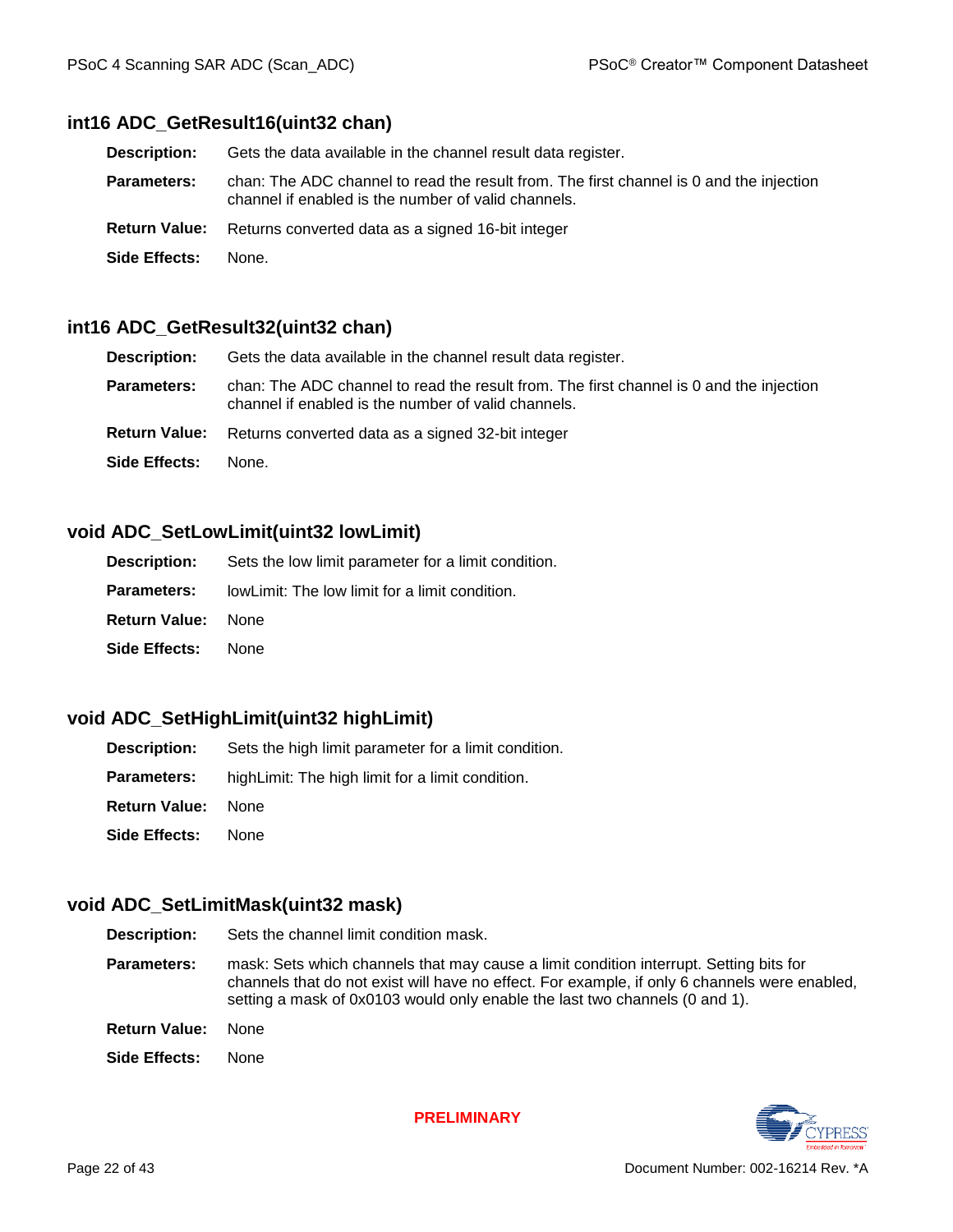### int16 ADC_GetResult16(uint32 chan)

**Description:** Gets the data available in the channel result data register.

**Parameters:** chan: The ADC channel to read the result from. The first channel is 0 and the injection channel if enabled is the number of valid channels.

**Return Value:** Returns converted data as a signed 16-bit integer

**Side Effects:** None.

### int16 ADC_GetResult32(uint32 chan)

**Description:** Gets the data available in the channel result data register.

**Parameters:** chan: The ADC channel to read the result from. The first channel is 0 and the injection channel if enabled is the number of valid channels.

**Return Value:** Returns converted data as a signed 32-bit integer

**Side Effects:** None.

### void ADC_SetLowLimit(uint32 lowLimit)

**Description:** Sets the low limit parameter for a limit condition.

**Parameters:** lowLimit: The low limit for a limit condition.

**Return Value:** None

**Side Effects:** None

### void ADC_SetHighLimit(uint32 highLimit)

**Description:** Sets the high limit parameter for a limit condition.

**Parameters:** highLimit: The high limit for a limit condition.

**Return Value:** None

**Side Effects:** None

### void ADC_SetLimitMask(uint32 mask)

**Description:** Sets the channel limit condition mask.

**Parameters:** mask: Sets which channels that may cause a limit condition interrupt. Setting bits for channels that do not exist will have no effect. For example, if only 6 channels were enabled, setting a mask of 0x0103 would only enable the last two channels (0 and 1).

**Return Value:** None

**Side Effects:** None

PRELIMINARY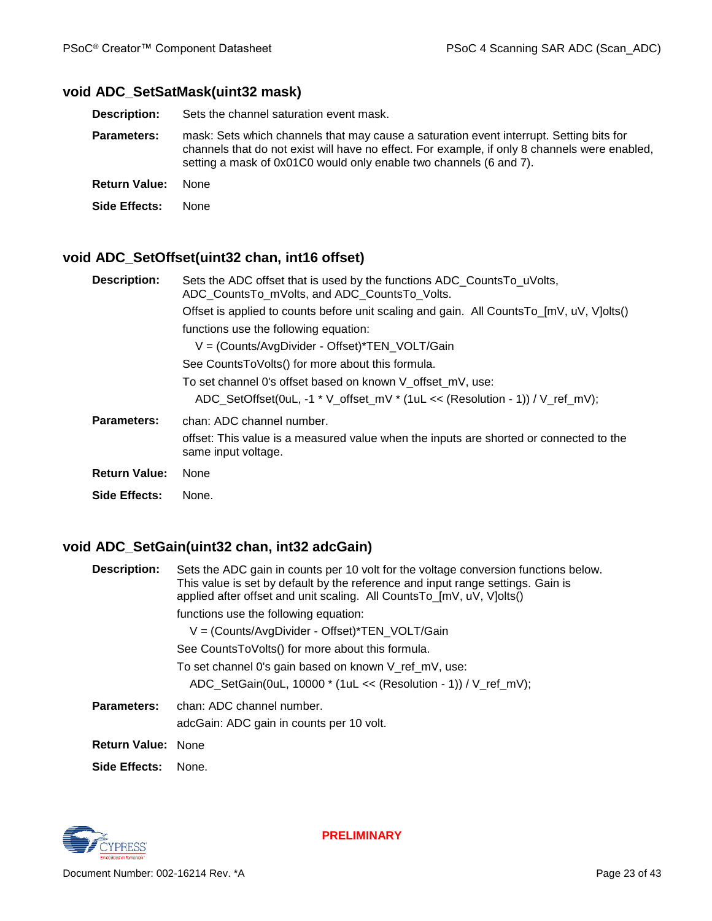### void ADC_SetSatMask(uint32 mask)

**Description:** Sets the channel saturation event mask.

**Parameters:** mask: Sets which channels that may cause a saturation event interrupt. Setting bits for channels that do not exist will have no effect. For example, if only 8 channels were enabled, setting a mask of 0x01C0 would only enable two channels (6 and 7).

**Return Value:** None

**Side Effects:** None

### void ADC_SetOffset(uint32 chan, int16 offset)

**Description:** Sets the ADC offset that is used by the functions ADC_CountsTo_uVolts, ADC_CountsTo_mVolts, and ADC_CountsTo_Volts.

Offset is applied to counts before unit scaling and gain. All CountsTo_[mV, uV, V]olts() functions use the following equation:

V = (Counts/AvgDivider - Offset)*TEN_VOLT/Gain

See CountsToVolts() for more about this formula.

To set channel 0's offset based on known V_offset_mV, use:

```
ADC_SetOffset(0uL, -1 * V_offset_mV * (1uL << (Resolution - 1)) / V_ref_mV);
```

**Parameters:** chan: ADC channel number.

offset: This value is a measured value when the inputs are shorted or connected to the same input voltage.

**Return Value:** None

**Side Effects:** None.

### void ADC_SetGain(uint32 chan, int32 adcGain)

**Description:** Sets the ADC gain in counts per 10 volt for the voltage conversion functions below. This value is set by default by the reference and input range settings. Gain is applied after offset and unit scaling. All CountsTo_[mV, uV, V]olts() functions use the following equation:

V = (Counts/AvgDivider - Offset)*TEN_VOLT/Gain

See CountsToVolts() for more about this formula.

To set channel 0's gain based on known V_ref_mV, use:

```
ADC_SetGain(0uL, 10000 * (1uL << (Resolution - 1)) / V_ref_mV);
```

**Parameters:** chan: ADC channel number.

adcGain: ADC gain in counts per 10 volt.

**Return Value:** None

**Side Effects:** None.

PRELIMINARY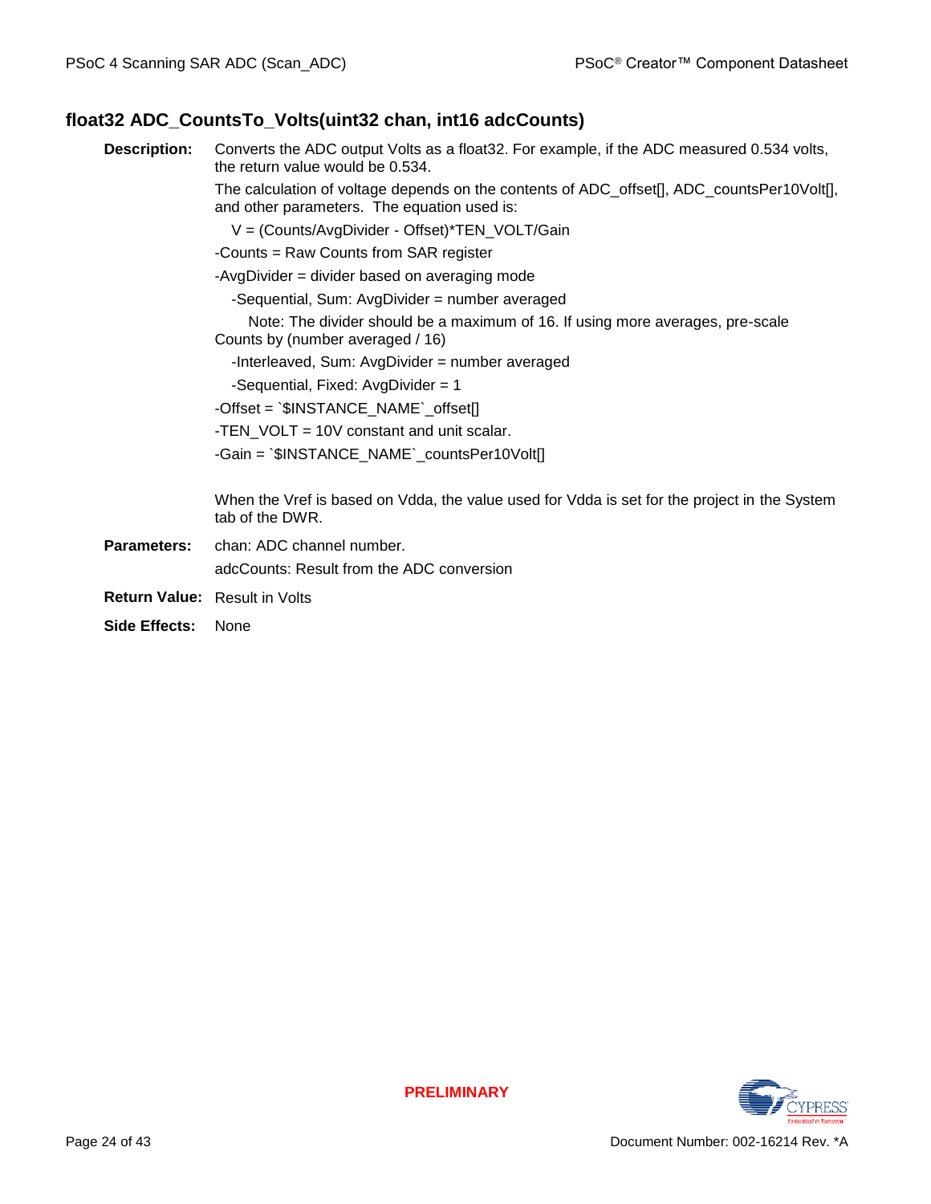### float32 ADC_CountsTo_Volts(uint32 chan, int16 adcCounts)

**Description:** Converts the ADC output Volts as a float32. For example, if the ADC measured 0.534 volts, the return value would be 0.534.

The calculation of voltage depends on the contents of ADC_offset[], ADC_countsPer10Volt[], and other parameters. The equation used is:

V = (Counts/AvgDivider - Offset)*TEN_VOLT/Gain

-Counts = Raw Counts from SAR register

-AvgDivider = divider based on averaging mode

-Sequential, Sum: AvgDivider = number averaged

Note: The divider should be a maximum of 16. If using more averages, pre-scale Counts by (number averaged / 16)

-Interleaved, Sum: AvgDivider = number averaged

-Sequential, Fixed: AvgDivider = 1

-Offset = `$INSTANCE_NAME`_offset[]

-TEN_VOLT = 10V constant and unit scalar.

-Gain = `$INSTANCE_NAME`_countsPer10Volt[]

When the Vref is based on Vdda, the value used for Vdda is set for the project in the System tab of the DWR.

**Parameters:** chan: ADC channel number.

adcCounts: Result from the ADC conversion

**Return Value:** Result in Volts

**Side Effects:** None

PRELIMINARY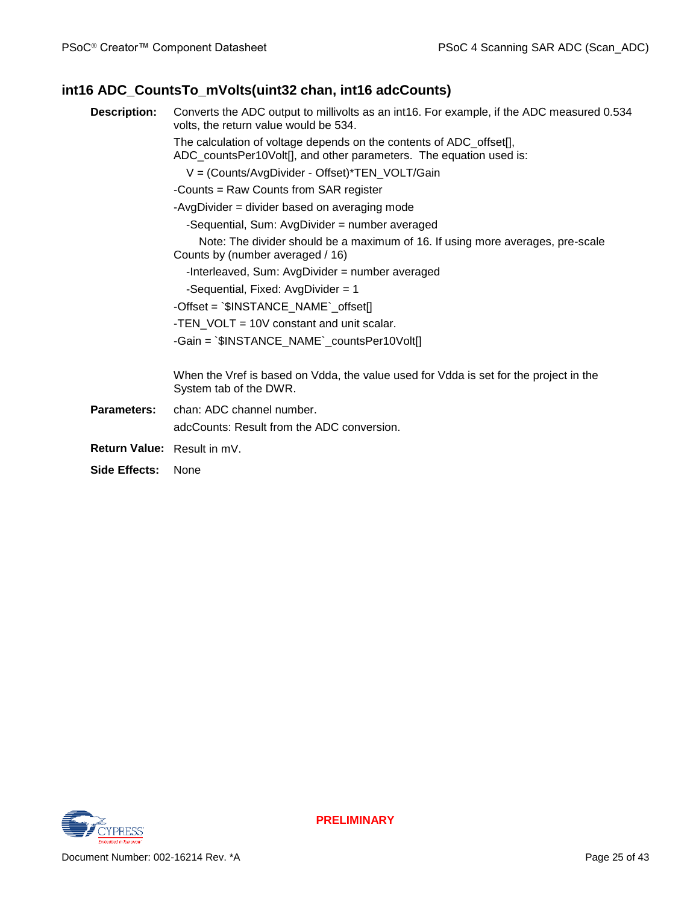### int16 ADC_CountsTo_mVolts(uint32 chan, int16 adcCounts)

**Description:** Converts the ADC output to millivolts as an int16. For example, if the ADC measured 0.534 volts, the return value would be 534.

The calculation of voltage depends on the contents of ADC_offset[], ADC_countsPer10Volt[], and other parameters. The equation used is:

V = (Counts/AvgDivider - Offset)*TEN_VOLT/Gain

-Counts = Raw Counts from SAR register

-AvgDivider = divider based on averaging mode

-Sequential, Sum: AvgDivider = number averaged

Note: The divider should be a maximum of 16. If using more averages, pre-scale Counts by (number averaged / 16)

-Interleaved, Sum: AvgDivider = number averaged

-Sequential, Fixed: AvgDivider = 1

-Offset = `$INSTANCE_NAME`_offset[]

-TEN_VOLT = 10V constant and unit scalar.

-Gain = `$INSTANCE_NAME`_countsPer10Volt[]

When the Vref is based on Vdda, the value used for Vdda is set for the project in the System tab of the DWR.

**Parameters:** chan: ADC channel number.

adcCounts: Result from the ADC conversion.

**Return Value:** Result in mV.

**Side Effects:** None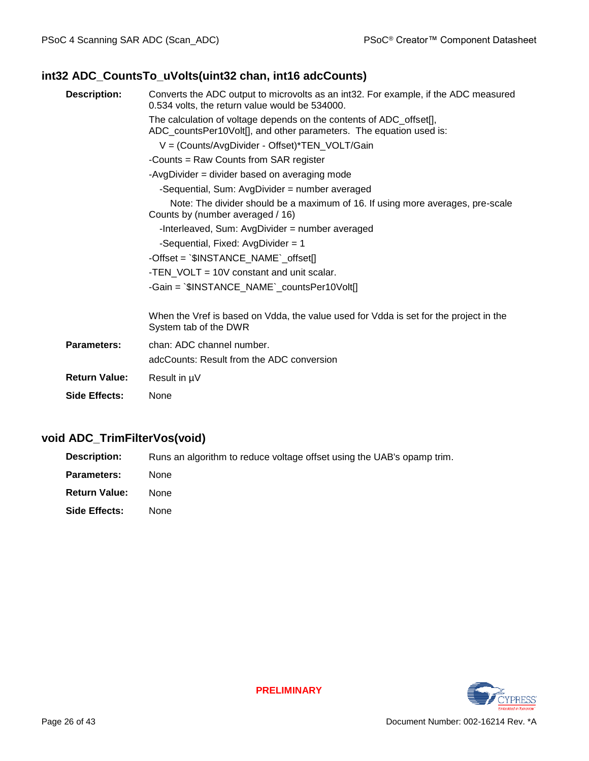### int32 ADC_CountsTo_uVolts(uint32 chan, int16 adcCounts)

**Description:** Converts the ADC output to microvolts as an int32. For example, if the ADC measured 0.534 volts, the return value would be 534000.

The calculation of voltage depends on the contents of ADC_offset[], ADC_countsPer10Volt[], and other parameters. The equation used is:

V = (Counts/AvgDivider - Offset)*TEN_VOLT/Gain

-Counts = Raw Counts from SAR register

-AvgDivider = divider based on averaging mode

-Sequential, Sum: AvgDivider = number averaged

Note: The divider should be a maximum of 16. If using more averages, pre-scale Counts by (number averaged / 16)

-Interleaved, Sum: AvgDivider = number averaged

-Sequential, Fixed: AvgDivider = 1

-Offset = `$INSTANCE_NAME`_offset[]

-TEN_VOLT = 10V constant and unit scalar.

-Gain = `$INSTANCE_NAME`_countsPer10Volt[]

When the Vref is based on Vdda, the value used for Vdda is set for the project in the System tab of the DWR

**Parameters:** chan: ADC channel number.

adcCounts: Result from the ADC conversion

**Return Value:** Result in µV

**Side Effects:** None

### void ADC_TrimFilterVos(void)

**Description:** Runs an algorithm to reduce voltage offset using the UAB's opamp trim.

**Parameters:** None

**Return Value:** None

**Side Effects:** None

PRELIMINARY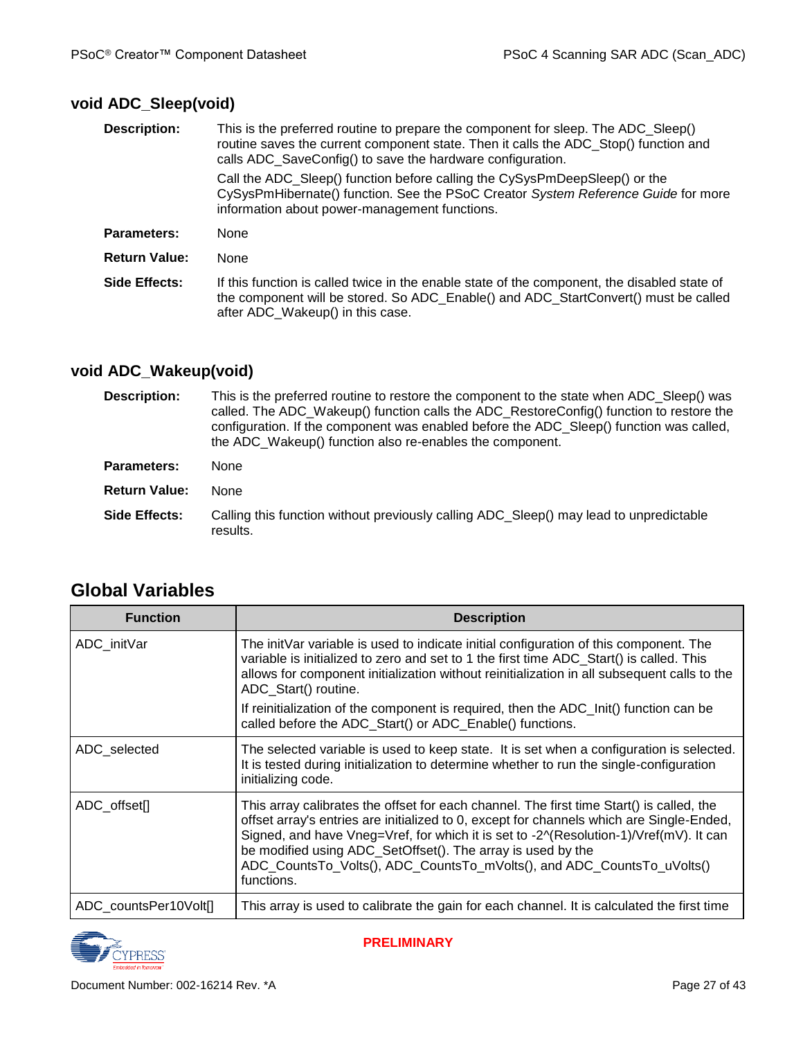### void ADC_Sleep(void)

**Description:** This is the preferred routine to prepare the component for sleep. The ADC_Sleep() routine saves the current component state. Then it calls the ADC_Stop() function and calls ADC_SaveConfig() to save the hardware configuration.

Call the ADC_Sleep() function before calling the CySysPmDeepSleep() or the CySysPmHibernate() function. See the PSoC Creator *System Reference Guide* for more information about power-management functions.

**Parameters:** None

**Return Value:** None

**Side Effects:** If this function is called twice in the enable state of the component, the disabled state of the component will be stored. So ADC_Enable() and ADC_StartConvert() must be called after ADC_Wakeup() in this case.

### void ADC_Wakeup(void)

**Description:** This is the preferred routine to restore the component to the state when ADC_Sleep() was called. The ADC_Wakeup() function calls the ADC_RestoreConfig() function to restore the configuration. If the component was enabled before the ADC_Sleep() function was called, the ADC_Wakeup() function also re-enables the component.

**Parameters:** None

**Return Value:** None

**Side Effects:** Calling this function without previously calling ADC_Sleep() may lead to unpredictable results.

## Global Variables

| Function | Description |
|---|---|
| ADC_initVar | The initVar variable is used to indicate initial configuration of this component. The variable is initialized to zero and set to 1 the first time ADC_Start() is called. This allows for component initialization without reinitialization in all subsequent calls to the ADC_Start() routine.<br><br>If reinitialization of the component is required, then the ADC_Init() function can be called before the ADC_Start() or ADC_Enable() functions. |
| ADC_selected | The selected variable is used to keep state. It is set when a configuration is selected. It is tested during initialization to determine whether to run the single-configuration initializing code. |
| ADC_offset[] | This array calibrates the offset for each channel. The first time Start() is called, the offset array's entries are initialized to 0, except for channels which are Single-Ended, Signed, and have Vneg=Vref, for which it is set to -2^(Resolution-1)/Vref(mV). It can be modified using ADC_SetOffset(). The array is used by the ADC_CountsTo_Volts(), ADC_CountsTo_mVolts(), and ADC_CountsTo_uVolts() functions. |
| ADC_countsPer10Volt[] | This array is used to calibrate the gain for each channel. It is calculated the first time |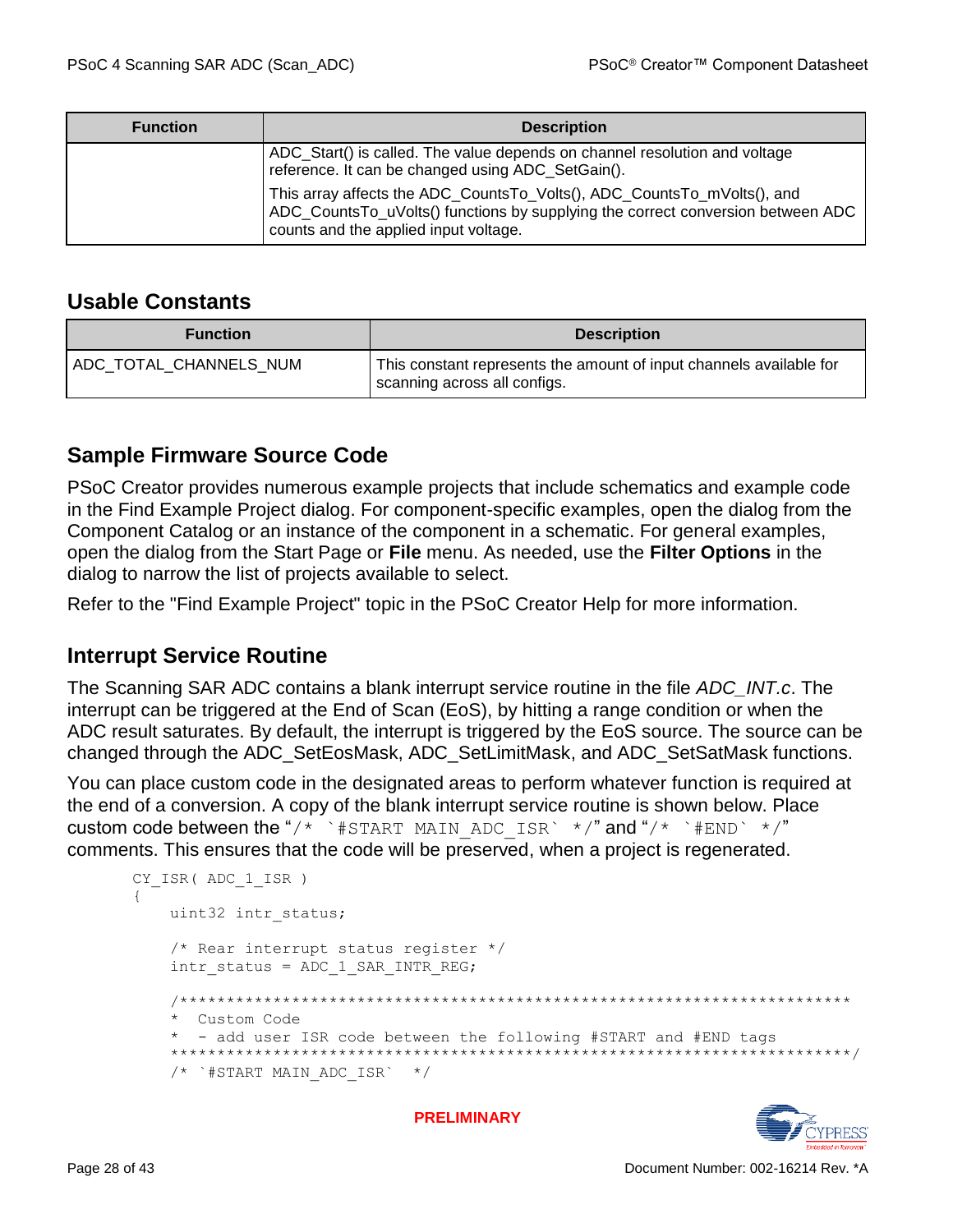| Function | Description |
|---|---|
| | ADC_Start() is called. The value depends on channel resolution and voltage reference. It can be changed using ADC_SetGain(). <br> This array affects the ADC_CountsTo_Volts(), ADC_CountsTo_mVolts(), and ADC_CountsTo_uVolts() functions by supplying the correct conversion between ADC counts and the applied input voltage. |

## Usable Constants

| Function | Description |
|---|---|
| ADC_TOTAL_CHANNELS_NUM | This constant represents the amount of input channels available for scanning across all configs. |

## Sample Firmware Source Code

PSoC Creator provides numerous example projects that include schematics and example code in the Find Example Project dialog. For component-specific examples, open the dialog from the Component Catalog or an instance of the component in a schematic. For general examples, open the dialog from the Start Page or **File** menu. As needed, use the **Filter Options** in the dialog to narrow the list of projects available to select.

Refer to the "Find Example Project" topic in the PSoC Creator Help for more information.

## Interrupt Service Routine

The Scanning SAR ADC contains a blank interrupt service routine in the file *ADC_INT.c*. The interrupt can be triggered at the End of Scan (EoS), by hitting a range condition or when the ADC result saturates. By default, the interrupt is triggered by the EoS source. The source can be changed through the ADC_SetEosMask, ADC_SetLimitMask, and ADC_SetSatMask functions.

You can place custom code in the designated areas to perform whatever function is required at the end of a conversion. A copy of the blank interrupt service routine is shown below. Place custom code between the "`/* `#START MAIN_ADC_ISR` */`" and "`/* `#END` */`" comments. This ensures that the code will be preserved, when a project is regenerated.

```
CY_ISR( ADC_1_ISR )
{
    uint32 intr_status;

    /* Rear interrupt status register */
    intr_status = ADC_1_SAR_INTR_REG;

    /************************************************************************
    *  Custom Code
    *  - add user ISR code between the following #START and #END tags
    *************************************************************************/
    /* `#START MAIN_ADC_ISR`  */
```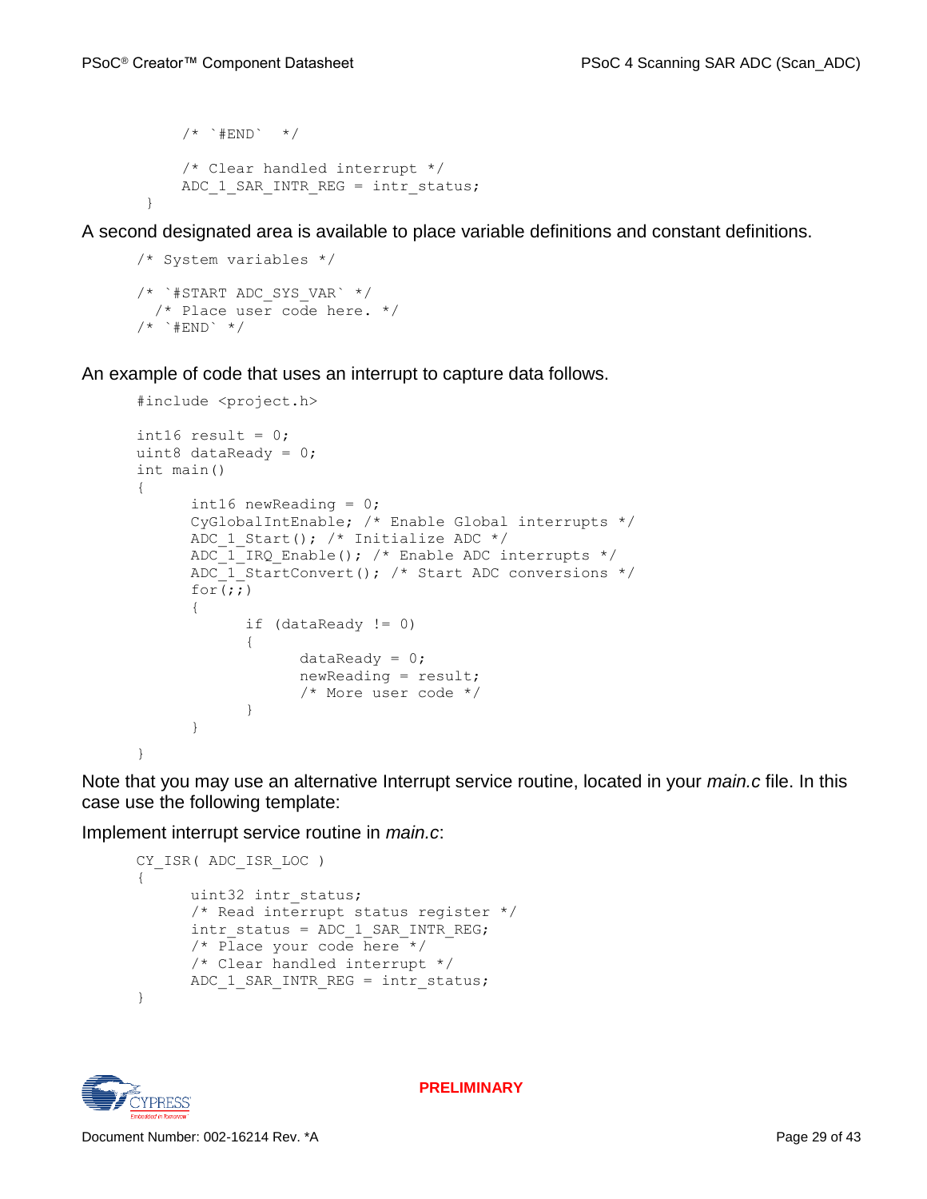```
    /* `#END`  */

    /* Clear handled interrupt */
    ADC_1_SAR_INTR_REG = intr_status;
}
```

A second designated area is available to place variable definitions and constant definitions.

```
/* System variables */

/* `#START ADC_SYS_VAR` */
  /* Place user code here. */
/* `#END` */
```

An example of code that uses an interrupt to capture data follows.

```
#include <project.h>

int16 result = 0;
uint8 dataReady = 0;
int main()
{
      int16 newReading = 0;
      CyGlobalIntEnable; /* Enable Global interrupts */
      ADC_1_Start(); /* Initialize ADC */
      ADC_1_IRQ_Enable(); /* Enable ADC interrupts */
      ADC_1_StartConvert(); /* Start ADC conversions */
      for(;;)
      {
            if (dataReady != 0)
            {
                  dataReady = 0;
                  newReading = result;
                  /* More user code */
            }
      }
}
```

Note that you may use an alternative Interrupt service routine, located in your *main.c* file. In this case use the following template:

Implement interrupt service routine in *main.c*:

```
CY_ISR( ADC_ISR_LOC )
{
      uint32 intr_status;
      /* Read interrupt status register */
      intr_status = ADC_1_SAR_INTR_REG;
      /* Place your code here */
      /* Clear handled interrupt */
      ADC_1_SAR_INTR_REG = intr_status;
}
```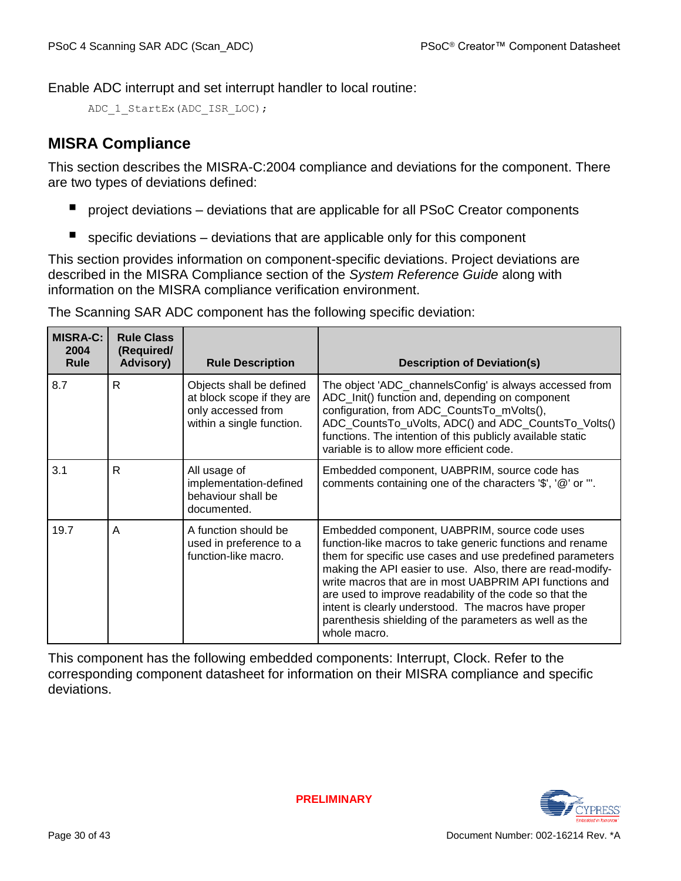Enable ADC interrupt and set interrupt handler to local routine:

```
ADC_1_StartEx(ADC_ISR_LOC);
```

## MISRA Compliance

This section describes the MISRA-C:2004 compliance and deviations for the component. There are two types of deviations defined:

- project deviations – deviations that are applicable for all PSoC Creator components
- specific deviations – deviations that are applicable only for this component

This section provides information on component-specific deviations. Project deviations are described in the MISRA Compliance section of the *System Reference Guide* along with information on the MISRA compliance verification environment.

The Scanning SAR ADC component has the following specific deviation:

| MISRA-C: 2004 Rule | Rule Class (Required/ Advisory) | Rule Description | Description of Deviation(s) |
|---|---|---|---|
| 8.7 | R | Objects shall be defined at block scope if they are only accessed from within a single function. | The object 'ADC_channelsConfig' is always accessed from ADC_Init() function and, depending on component configuration, from ADC_CountsTo_mVolts(), ADC_CountsTo_uVolts, ADC() and ADC_CountsTo_Volts() functions. The intention of this publicly available static variable is to allow more efficient code. |
| 3.1 | R | All usage of implementation-defined behaviour shall be documented. | Embedded component, UABPRIM, source code has comments containing one of the characters '$', '@' or '''. |
| 19.7 | A | A function should be used in preference to a function-like macro. | Embedded component, UABPRIM, source code uses function-like macros to take generic functions and rename them for specific use cases and use predefined parameters making the API easier to use. Also, there are read-modify-write macros that are in most UABPRIM API functions and are used to improve readability of the code so that the intent is clearly understood. The macros have proper parenthesis shielding of the parameters as well as the whole macro. |

This component has the following embedded components: Interrupt, Clock. Refer to the corresponding component datasheet for information on their MISRA compliance and specific deviations.

PRELIMINARY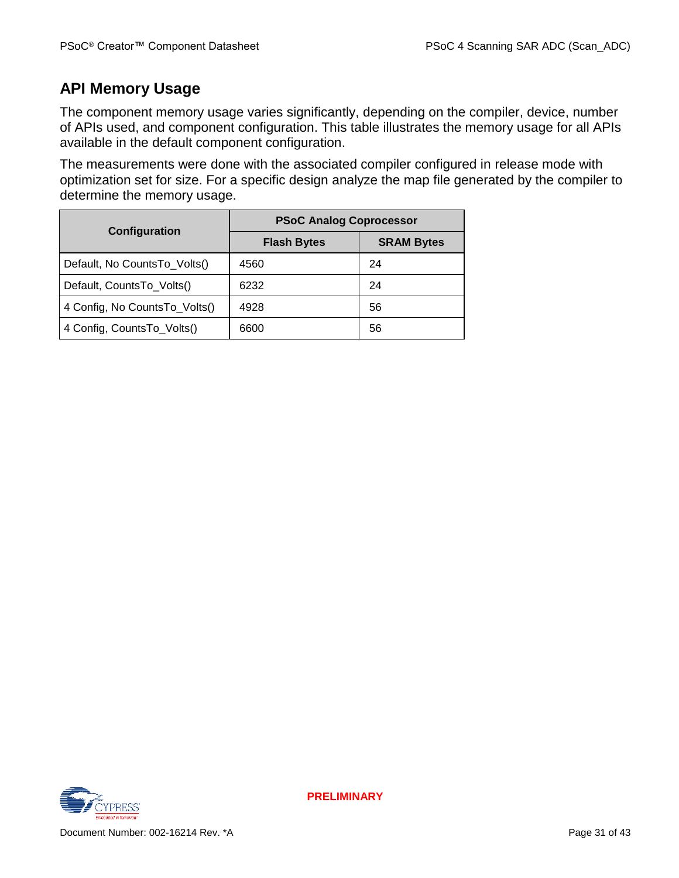## API Memory Usage

The component memory usage varies significantly, depending on the compiler, device, number of APIs used, and component configuration. This table illustrates the memory usage for all APIs available in the default component configuration.

The measurements were done with the associated compiler configured in release mode with optimization set for size. For a specific design analyze the map file generated by the compiler to determine the memory usage.

| Configuration | PSoC Analog Coprocessor | |
|---|---|---|
| | Flash Bytes | SRAM Bytes |
| Default, No CountsTo_Volts() | 4560 | 24 |
| Default, CountsTo_Volts() | 6232 | 24 |
| 4 Config, No CountsTo_Volts() | 4928 | 56 |
| 4 Config, CountsTo_Volts() | 6600 | 56 |

PRELIMINARY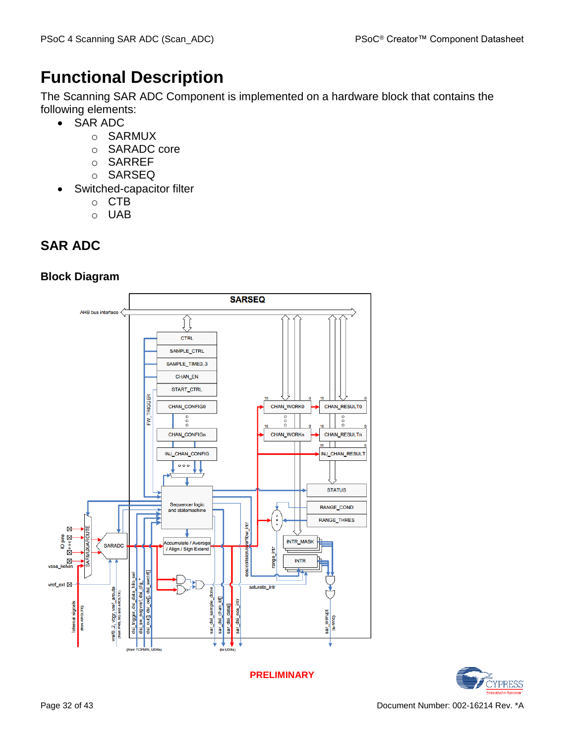# Functional Description

The Scanning SAR ADC Component is implemented on a hardware block that contains the following elements:

- SAR ADC
  - SARMUX
  - SARADC core
  - SARREF
  - SARSEQ
- Switched-capacitor filter
  - CTB
  - UAB

## SAR ADC

### Block Diagram

PRELIMINARY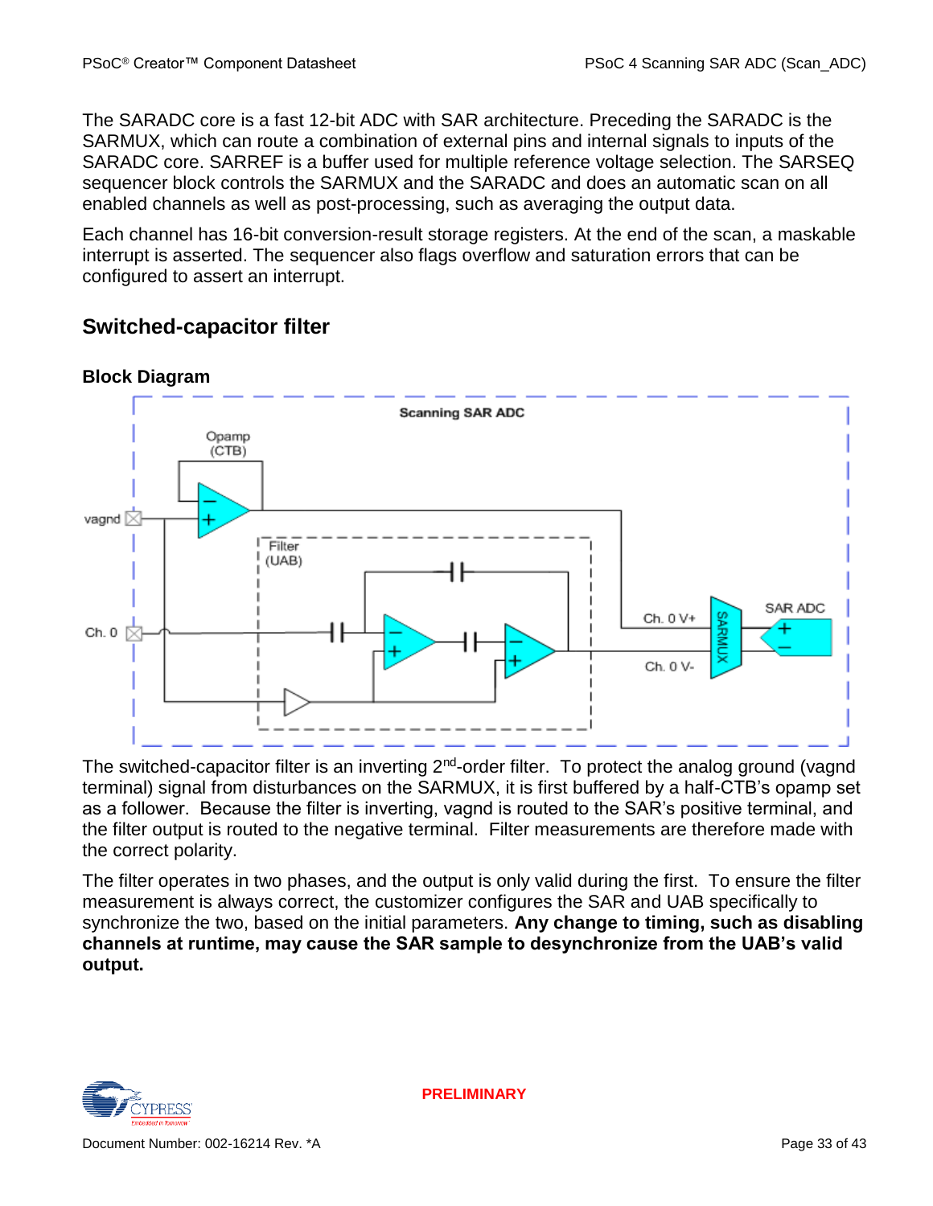The SARADC core is a fast 12-bit ADC with SAR architecture. Preceding the SARADC is the SARMUX, which can route a combination of external pins and internal signals to inputs of the SARADC core. SARREF is a buffer used for multiple reference voltage selection. The SARSEQ sequencer block controls the SARMUX and the SARADC and does an automatic scan on all enabled channels as well as post-processing, such as averaging the output data.

Each channel has 16-bit conversion-result storage registers. At the end of the scan, a maskable interrupt is asserted. The sequencer also flags overflow and saturation errors that can be configured to assert an interrupt.

## Switched-capacitor filter

### Block Diagram

The switched-capacitor filter is an inverting 2nd-order filter. To protect the analog ground (vagnd terminal) signal from disturbances on the SARMUX, it is first buffered by a half-CTB's opamp set as a follower. Because the filter is inverting, vagnd is routed to the SAR's positive terminal, and the filter output is routed to the negative terminal. Filter measurements are therefore made with the correct polarity.

The filter operates in two phases, and the output is only valid during the first. To ensure the filter measurement is always correct, the customizer configures the SAR and UAB specifically to synchronize the two, based on the initial parameters. **Any change to timing, such as disabling channels at runtime, may cause the SAR sample to desynchronize from the UAB's valid output.**

**PRELIMINARY**

Document Number: 002-16214 Rev. *A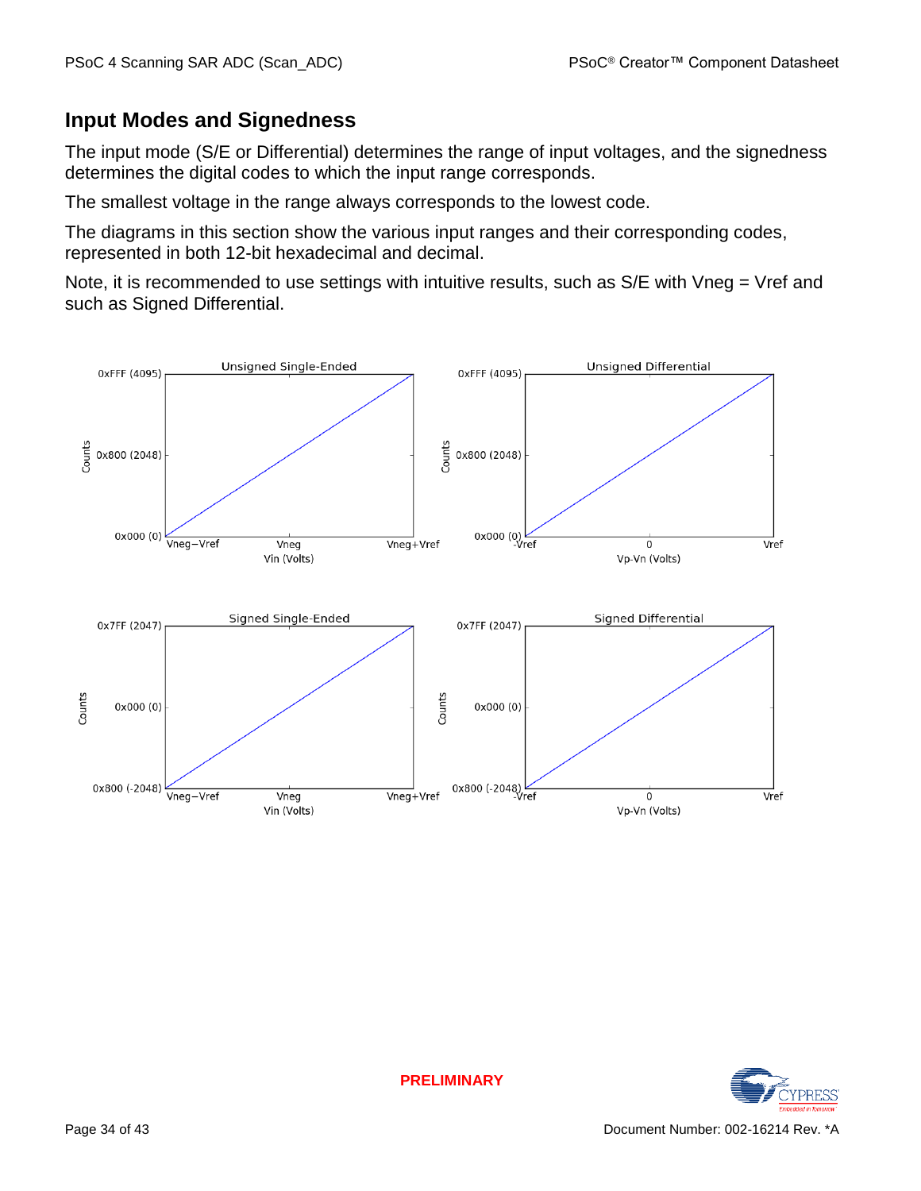## Input Modes and Signedness

The input mode (S/E or Differential) determines the range of input voltages, and the signedness determines the digital codes to which the input range corresponds.

The smallest voltage in the range always corresponds to the lowest code.

The diagrams in this section show the various input ranges and their corresponding codes, represented in both 12-bit hexadecimal and decimal.

Note, it is recommended to use settings with intuitive results, such as S/E with Vneg = Vref and such as Signed Differential.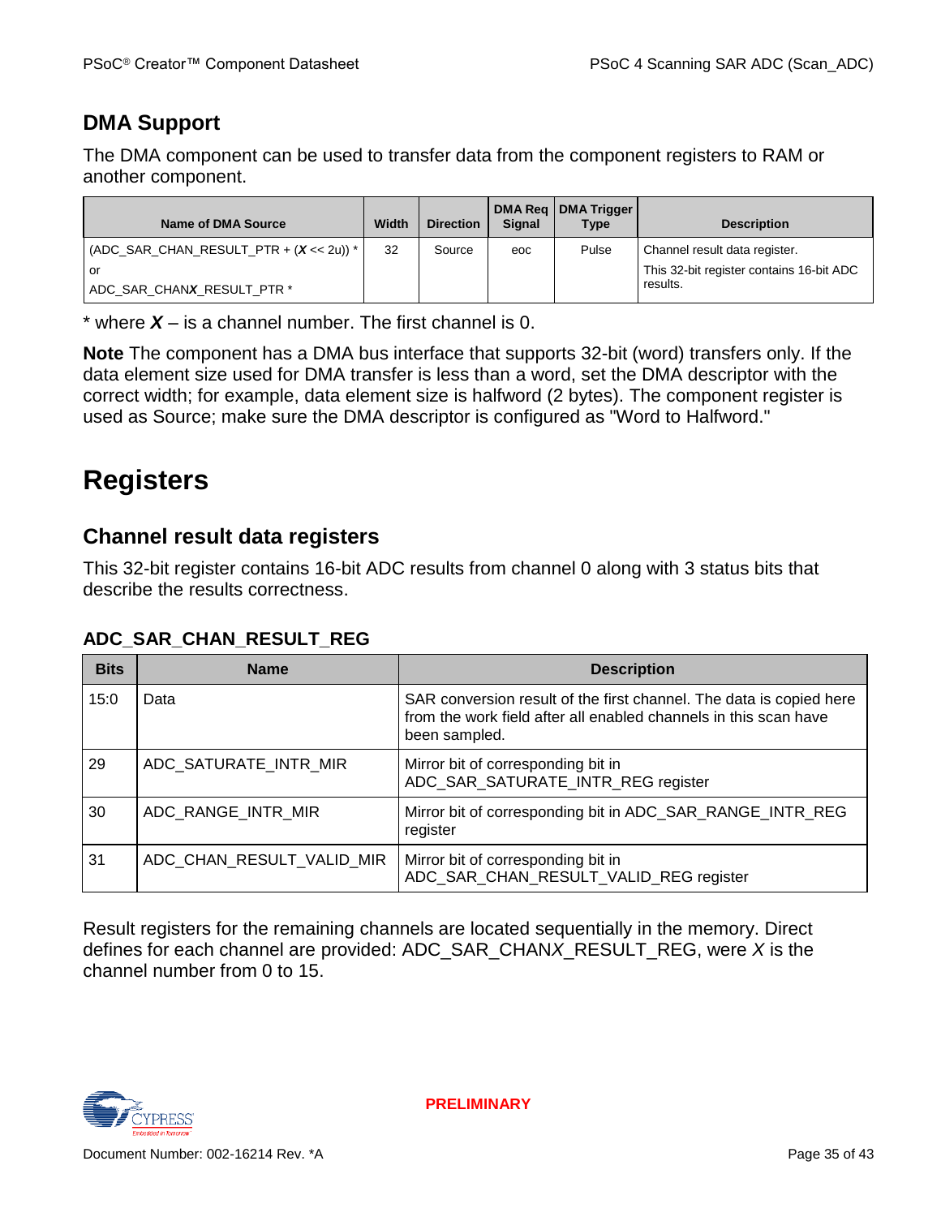## DMA Support

The DMA component can be used to transfer data from the component registers to RAM or another component.

| Name of DMA Source | Width | Direction | DMA Req Signal | DMA Trigger Type | Description |
|---|---|---|---|---|---|
| (ADC_SAR_CHAN_RESULT_PTR + (***X*** << 2u)) * <br> or <br> ADC_SAR_CHAN***X***_RESULT_PTR * | 32 | Source | eoc | Pulse | Channel result data register. <br> This 32-bit register contains 16-bit ADC results. |

\* where ***X*** – is a channel number. The first channel is 0.

**Note** The component has a DMA bus interface that supports 32-bit (word) transfers only. If the data element size used for DMA transfer is less than a word, set the DMA descriptor with the correct width; for example, data element size is halfword (2 bytes). The component register is used as Source; make sure the DMA descriptor is configured as "Word to Halfword."

# Registers

## Channel result data registers

This 32-bit register contains 16-bit ADC results from channel 0 along with 3 status bits that describe the results correctness.

### ADC_SAR_CHAN_RESULT_REG

| Bits | Name | Description |
|---|---|---|
| 15:0 | Data | SAR conversion result of the first channel. The data is copied here from the work field after all enabled channels in this scan have been sampled. |
| 29 | ADC_SATURATE_INTR_MIR | Mirror bit of corresponding bit in ADC_SAR_SATURATE_INTR_REG register |
| 30 | ADC_RANGE_INTR_MIR | Mirror bit of corresponding bit in ADC_SAR_RANGE_INTR_REG register |
| 31 | ADC_CHAN_RESULT_VALID_MIR | Mirror bit of corresponding bit in ADC_SAR_CHAN_RESULT_VALID_REG register |

Result registers for the remaining channels are located sequentially in the memory. Direct defines for each channel are provided: ADC_SAR_CHAN*X*_RESULT_REG, were *X* is the channel number from 0 to 15.

Document Number: 002-16214 Rev. *A

PRELIMINARY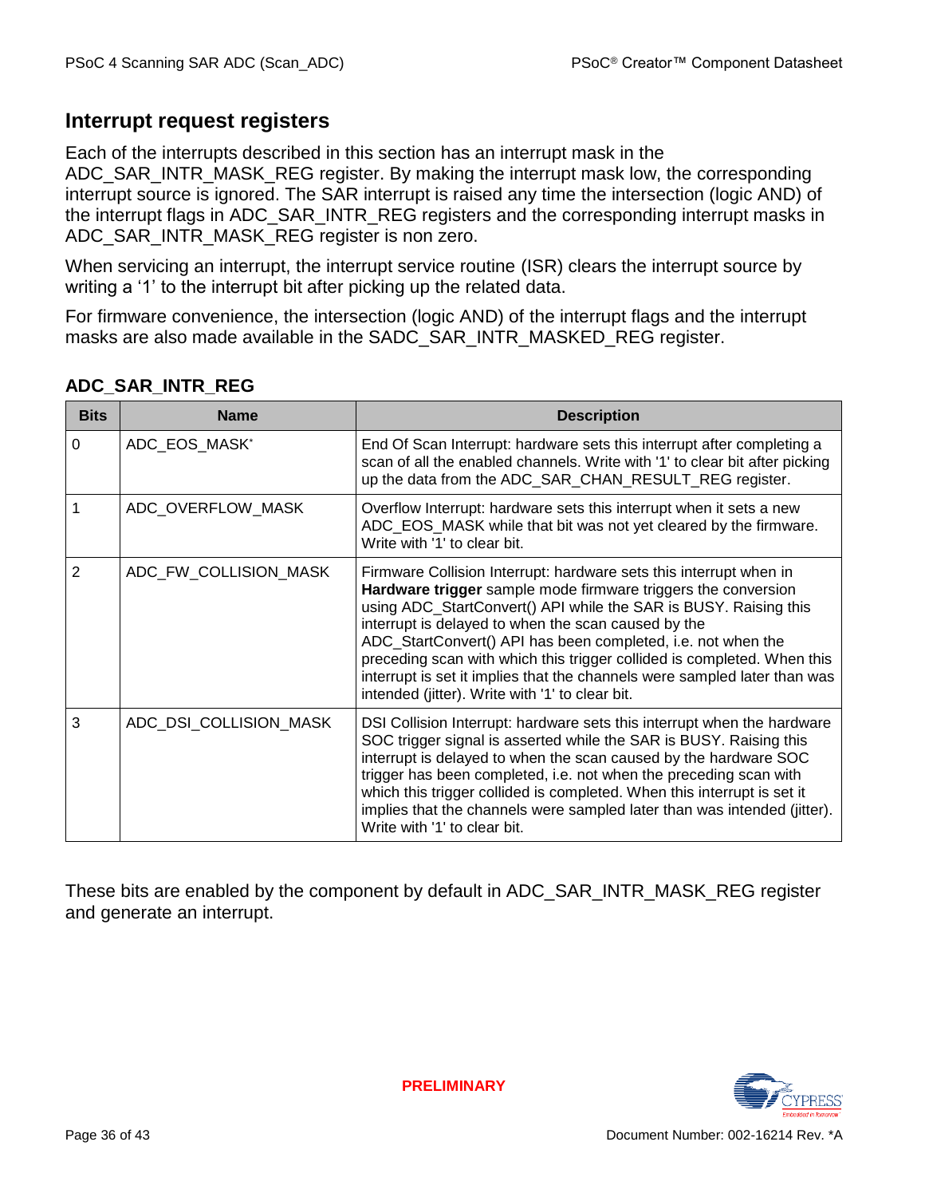## Interrupt request registers

Each of the interrupts described in this section has an interrupt mask in the ADC_SAR_INTR_MASK_REG register. By making the interrupt mask low, the corresponding interrupt source is ignored. The SAR interrupt is raised any time the intersection (logic AND) of the interrupt flags in ADC_SAR_INTR_REG registers and the corresponding interrupt masks in ADC_SAR_INTR_MASK_REG register is non zero.

When servicing an interrupt, the interrupt service routine (ISR) clears the interrupt source by writing a '1' to the interrupt bit after picking up the related data.

For firmware convenience, the intersection (logic AND) of the interrupt flags and the interrupt masks are also made available in the SADC_SAR_INTR_MASKED_REG register.

### ADC_SAR_INTR_REG

| Bits | Name | Description |
|---|---|---|
| 0 | ADC_EOS_MASK* | End Of Scan Interrupt: hardware sets this interrupt after completing a scan of all the enabled channels. Write with '1' to clear bit after picking up the data from the ADC_SAR_CHAN_RESULT_REG register. |
| 1 | ADC_OVERFLOW_MASK | Overflow Interrupt: hardware sets this interrupt when it sets a new ADC_EOS_MASK while that bit was not yet cleared by the firmware. Write with '1' to clear bit. |
| 2 | ADC_FW_COLLISION_MASK | Firmware Collision Interrupt: hardware sets this interrupt when in **Hardware trigger** sample mode firmware triggers the conversion using ADC_StartConvert() API while the SAR is BUSY. Raising this interrupt is delayed to when the scan caused by the ADC_StartConvert() API has been completed, i.e. not when the preceding scan with which this trigger collided is completed. When this interrupt is set it implies that the channels were sampled later than was intended (jitter). Write with '1' to clear bit. |
| 3 | ADC_DSI_COLLISION_MASK | DSI Collision Interrupt: hardware sets this interrupt when the hardware SOC trigger signal is asserted while the SAR is BUSY. Raising this interrupt is delayed to when the scan caused by the hardware SOC trigger has been completed, i.e. not when the preceding scan with which this trigger collided is completed. When this interrupt is set it implies that the channels were sampled later than was intended (jitter). Write with '1' to clear bit. |

These bits are enabled by the component by default in ADC_SAR_INTR_MASK_REG register and generate an interrupt.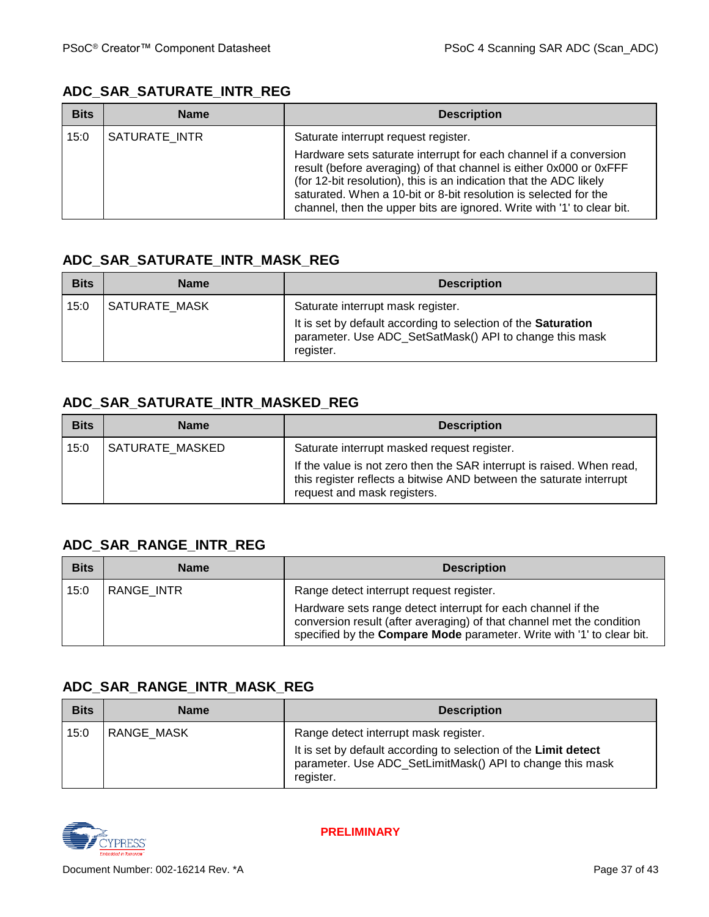### ADC_SAR_SATURATE_INTR_REG

| Bits | Name | Description |
|---|---|---|
| 15:0 | SATURATE_INTR | Saturate interrupt request register.<br><br>Hardware sets saturate interrupt for each channel if a conversion result (before averaging) of that channel is either 0x000 or 0xFFF (for 12-bit resolution), this is an indication that the ADC likely saturated. When a 10-bit or 8-bit resolution is selected for the channel, then the upper bits are ignored. Write with '1' to clear bit. |

### ADC_SAR_SATURATE_INTR_MASK_REG

| Bits | Name | Description |
|---|---|---|
| 15:0 | SATURATE_MASK | Saturate interrupt mask register.<br><br>It is set by default according to selection of the **Saturation** parameter. Use ADC_SetSatMask() API to change this mask register. |

### ADC_SAR_SATURATE_INTR_MASKED_REG

| Bits | Name | Description |
|---|---|---|
| 15:0 | SATURATE_MASKED | Saturate interrupt masked request register.<br><br>If the value is not zero then the SAR interrupt is raised. When read, this register reflects a bitwise AND between the saturate interrupt request and mask registers. |

### ADC_SAR_RANGE_INTR_REG

| Bits | Name | Description |
|---|---|---|
| 15:0 | RANGE_INTR | Range detect interrupt request register.<br><br>Hardware sets range detect interrupt for each channel if the conversion result (after averaging) of that channel met the condition specified by the **Compare Mode** parameter. Write with '1' to clear bit. |

### ADC_SAR_RANGE_INTR_MASK_REG

| Bits | Name | Description |
|---|---|---|
| 15:0 | RANGE_MASK | Range detect interrupt mask register.<br><br>It is set by default according to selection of the **Limit detect** parameter. Use ADC_SetLimitMask() API to change this mask register. |

PRELIMINARY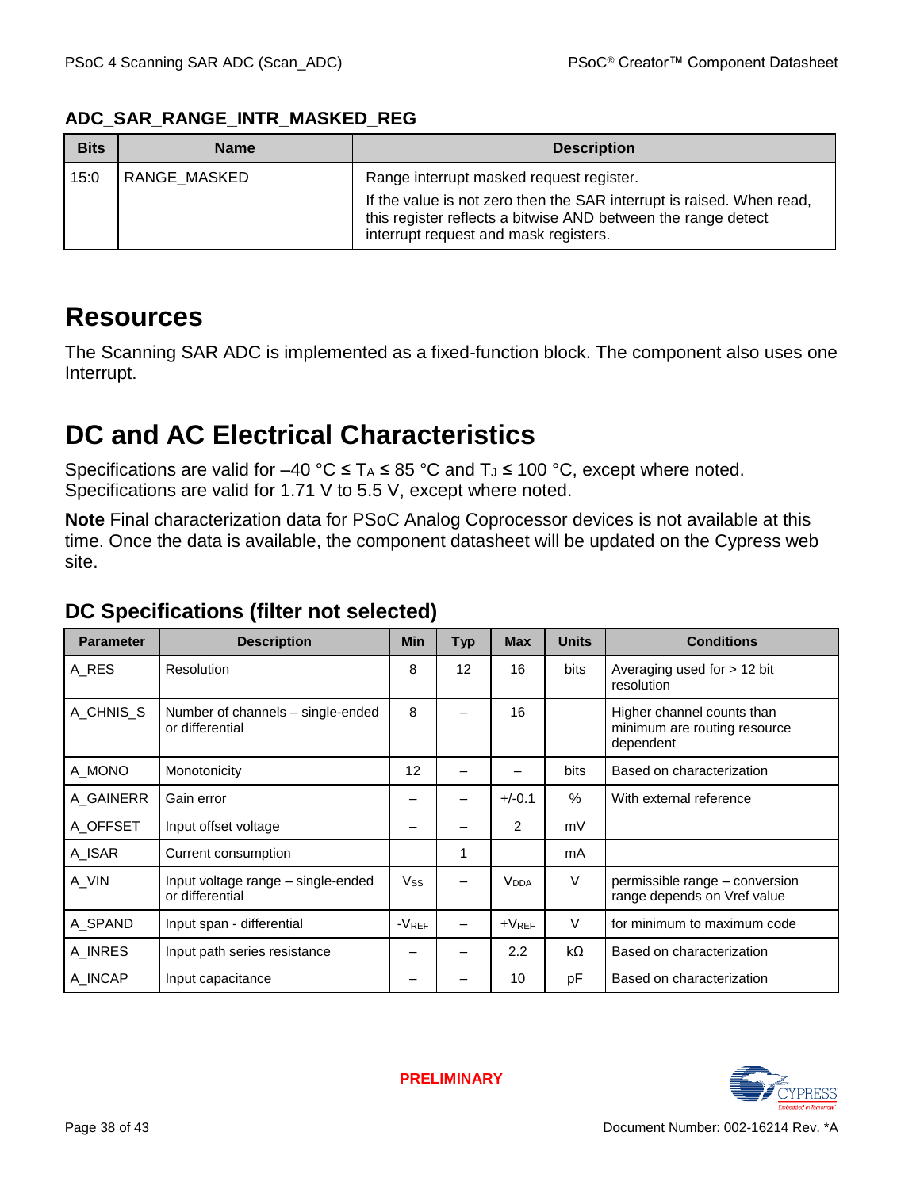### ADC_SAR_RANGE_INTR_MASKED_REG

| Bits | Name | Description |
|---|---|---|
| 15:0 | RANGE_MASKED | Range interrupt masked request register.<br>If the value is not zero then the SAR interrupt is raised. When read, this register reflects a bitwise AND between the range detect interrupt request and mask registers. |

# Resources

The Scanning SAR ADC is implemented as a fixed-function block. The component also uses one Interrupt.

# DC and AC Electrical Characteristics

Specifications are valid for –40 °C ≤ $T_A$ ≤ 85 °C and $T_J$ ≤ 100 °C, except where noted. Specifications are valid for 1.71 V to 5.5 V, except where noted.

**Note** Final characterization data for PSoC Analog Coprocessor devices is not available at this time. Once the data is available, the component datasheet will be updated on the Cypress web site.

## DC Specifications (filter not selected)

| Parameter | Description | Min | Typ | Max | Units | Conditions |
|---|---|---|---|---|---|---|
| A_RES | Resolution | 8 | 12 | 16 | bits | Averaging used for > 12 bit resolution |
| A_CHNIS_S | Number of channels – single-ended or differential | 8 | – | 16 | | Higher channel counts than minimum are routing resource dependent |
| A_MONO | Monotonicity | 12 | – | – | bits | Based on characterization |
| A_GAINERR | Gain error | – | – | +/-0.1 | % | With external reference |
| A_OFFSET | Input offset voltage | – | – | 2 | mV | |
| A_ISAR | Current consumption | | 1 | | mA | |
| A_VIN | Input voltage range – single-ended or differential | $V_{SS}$ | – | $V_{DDA}$ | V | permissible range – conversion range depends on Vref value |
| A_SPAND | Input span - differential | $-V_{REF}$ | – | $+V_{REF}$ | V | for minimum to maximum code |
| A_INRES | Input path series resistance | – | – | 2.2 | kΩ | Based on characterization |
| A_INCAP | Input capacitance | – | – | 10 | pF | Based on characterization |

PRELIMINARY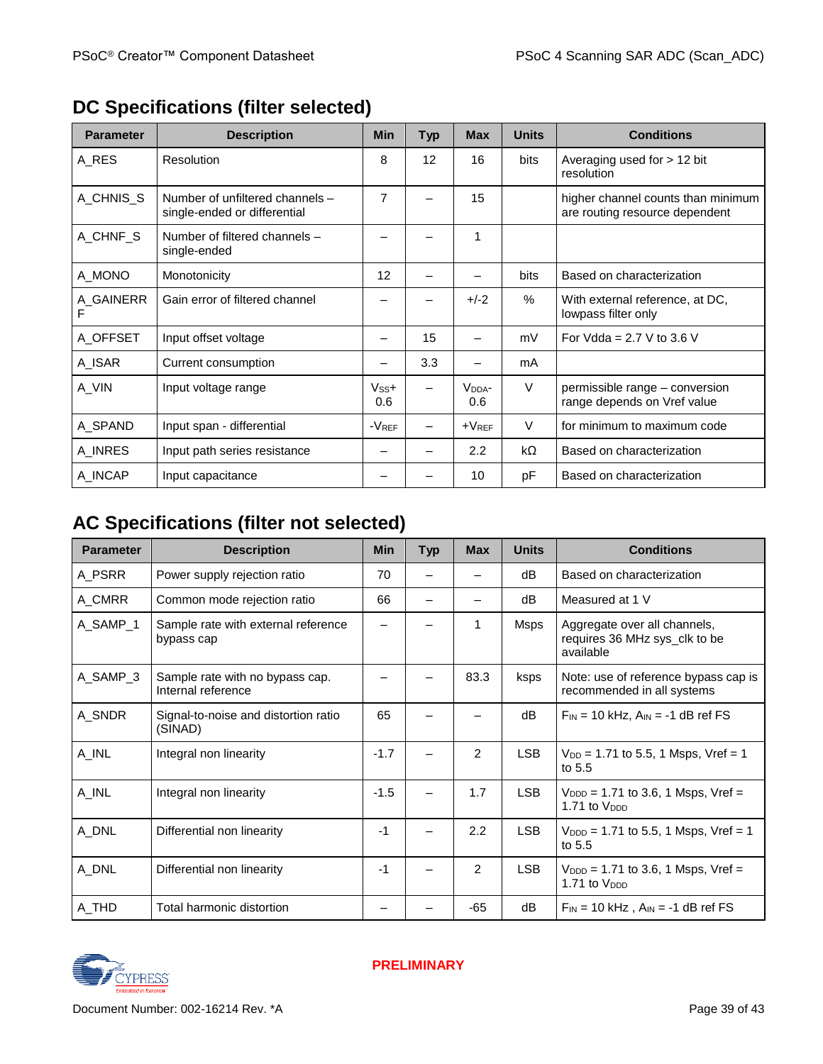## DC Specifications (filter selected)

| Parameter | Description | Min | Typ | Max | Units | Conditions |
|---|---|---|---|---|---|---|
| A_RES | Resolution | 8 | 12 | 16 | bits | Averaging used for > 12 bit resolution |
| A_CHNIS_S | Number of unfiltered channels – single-ended or differential | 7 | – | 15 | | higher channel counts than minimum are routing resource dependent |
| A_CHNF_S | Number of filtered channels – single-ended | – | – | 1 | | |
| A_MONO | Monotonicity | 12 | – | – | bits | Based on characterization |
| A_GAINERRF | Gain error of filtered channel | – | – | +/-2 | % | With external reference, at DC, lowpass filter only |
| A_OFFSET | Input offset voltage | – | 15 | – | mV | For Vdda = 2.7 V to 3.6 V |
| A_ISAR | Current consumption | – | 3.3 | – | mA | |
| A_VIN | Input voltage range | $V_{SS}$+ 0.6 | – | $V_{DDA}$- 0.6 | V | permissible range – conversion range depends on Vref value |
| A_SPAND | Input span - differential | -$V_{REF}$ | – | +$V_{REF}$ | V | for minimum to maximum code |
| A_INRES | Input path series resistance | – | – | 2.2 | kΩ | Based on characterization |
| A_INCAP | Input capacitance | – | – | 10 | pF | Based on characterization |

## AC Specifications (filter not selected)

| Parameter | Description | Min | Typ | Max | Units | Conditions |
|---|---|---|---|---|---|---|
| A_PSRR | Power supply rejection ratio | 70 | – | – | dB | Based on characterization |
| A_CMRR | Common mode rejection ratio | 66 | – | – | dB | Measured at 1 V |
| A_SAMP_1 | Sample rate with external reference bypass cap | – | – | 1 | Msps | Aggregate over all channels, requires 36 MHz sys_clk to be available |
| A_SAMP_3 | Sample rate with no bypass cap. Internal reference | – | – | 83.3 | ksps | Note: use of reference bypass cap is recommended in all systems |
| A_SNDR | Signal-to-noise and distortion ratio (SINAD) | 65 | – | – | dB | $F_{IN}$ = 10 kHz, $A_{IN}$ = -1 dB ref FS |
| A_INL | Integral non linearity | -1.7 | – | 2 | LSB | $V_{DD}$ = 1.71 to 5.5, 1 Msps, Vref = 1 to 5.5 |
| A_INL | Integral non linearity | -1.5 | – | 1.7 | LSB | $V_{DDD}$ = 1.71 to 3.6, 1 Msps, Vref = 1.71 to $V_{DDD}$ |
| A_DNL | Differential non linearity | -1 | – | 2.2 | LSB | $V_{DDD}$ = 1.71 to 5.5, 1 Msps, Vref = 1 to 5.5 |
| A_DNL | Differential non linearity | -1 | – | 2 | LSB | $V_{DDD}$ = 1.71 to 3.6, 1 Msps, Vref = 1.71 to $V_{DDD}$ |
| A_THD | Total harmonic distortion | – | – | -65 | dB | $F_{IN}$ = 10 kHz , $A_{IN}$ = -1 dB ref FS |

PRELIMINARY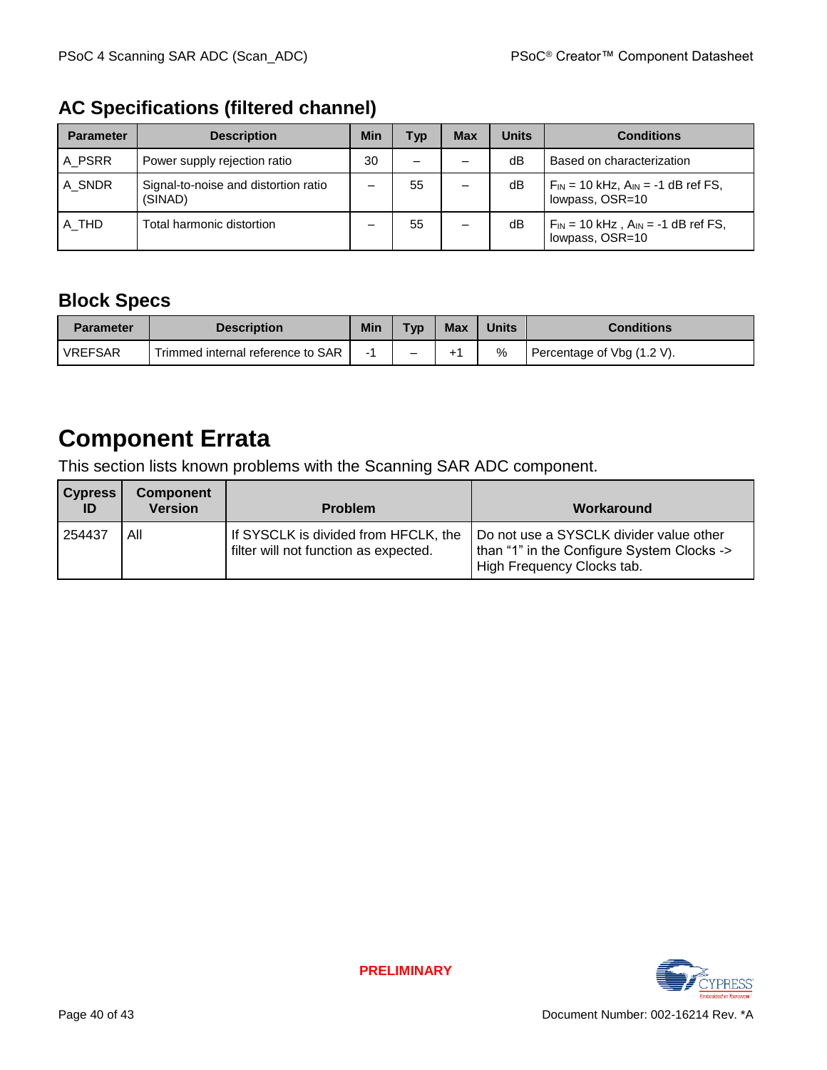## AC Specifications (filtered channel)

| Parameter | Description | Min | Typ | Max | Units | Conditions |
|---|---|---|---|---|---|---|
| A_PSRR | Power supply rejection ratio | 30 | – | – | dB | Based on characterization |
| A_SNDR | Signal-to-noise and distortion ratio (SINAD) | – | 55 | – | dB | $F_{IN}$ = 10 kHz, $A_{IN}$ = -1 dB ref FS, lowpass, OSR=10 |
| A_THD | Total harmonic distortion | – | 55 | – | dB | $F_{IN}$ = 10 kHz , $A_{IN}$ = -1 dB ref FS, lowpass, OSR=10 |

## Block Specs

| Parameter | Description | Min | Typ | Max | Units | Conditions |
|---|---|---|---|---|---|---|
| VREFSAR | Trimmed internal reference to SAR | -1 | – | +1 | % | Percentage of Vbg (1.2 V). |

# Component Errata

This section lists known problems with the Scanning SAR ADC component.

| Cypress ID | Component Version | Problem | Workaround |
|---|---|---|---|
| 254437 | All | If SYSCLK is divided from HFCLK, the filter will not function as expected. | Do not use a SYSCLK divider value other than "1" in the Configure System Clocks -> High Frequency Clocks tab. |

PRELIMINARY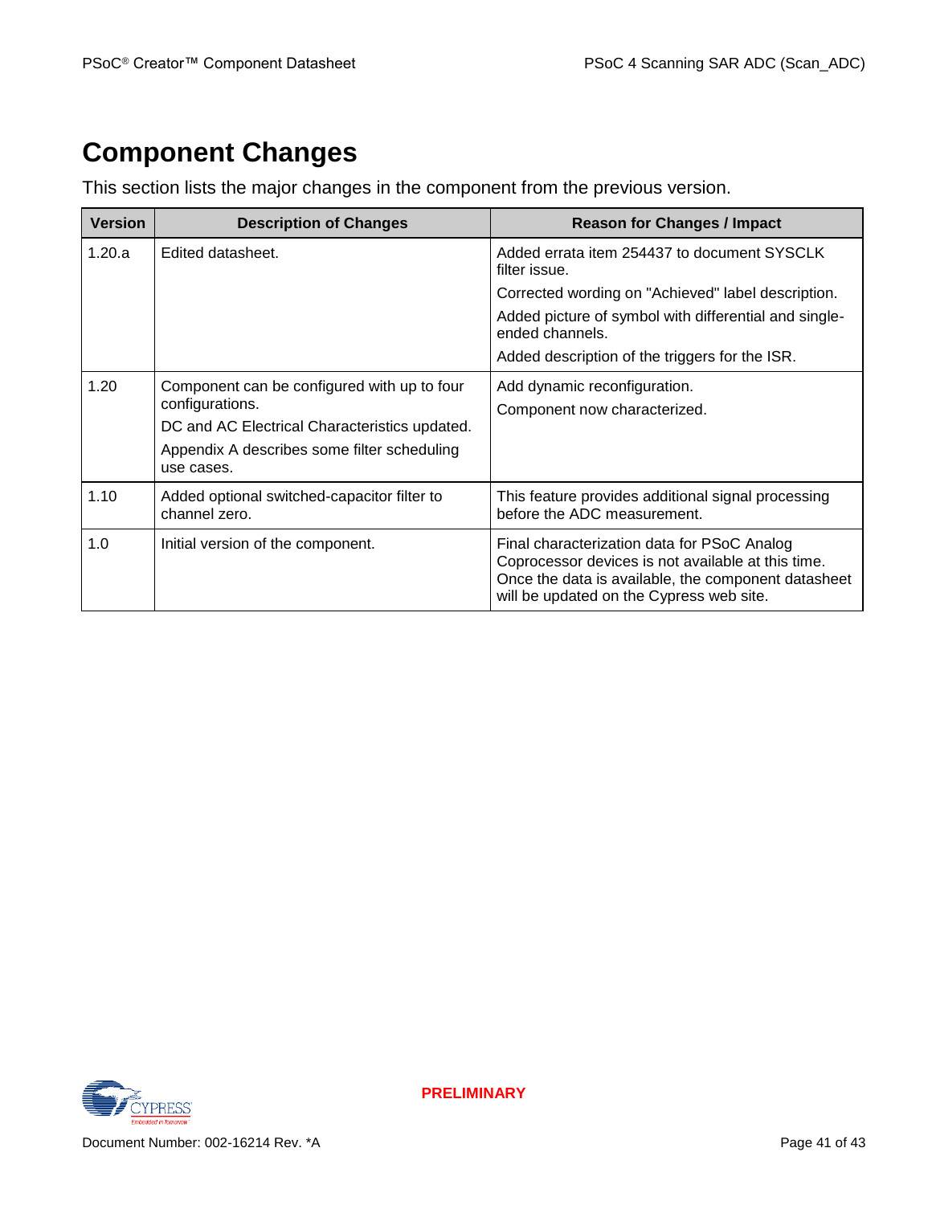# Component Changes

This section lists the major changes in the component from the previous version.

| Version | Description of Changes | Reason for Changes / Impact |
|---|---|---|
| 1.20.a | Edited datasheet. | Added errata item 254437 to document SYSCLK filter issue.<br>Corrected wording on "Achieved" label description.<br>Added picture of symbol with differential and single-ended channels.<br>Added description of the triggers for the ISR. |
| 1.20 | Component can be configured with up to four configurations.<br>DC and AC Electrical Characteristics updated.<br>Appendix A describes some filter scheduling use cases. | Add dynamic reconfiguration.<br>Component now characterized. |
| 1.10 | Added optional switched-capacitor filter to channel zero. | This feature provides additional signal processing before the ADC measurement. |
| 1.0 | Initial version of the component. | Final characterization data for PSoC Analog Coprocessor devices is not available at this time. Once the data is available, the component datasheet will be updated on the Cypress web site. |

PRELIMINARY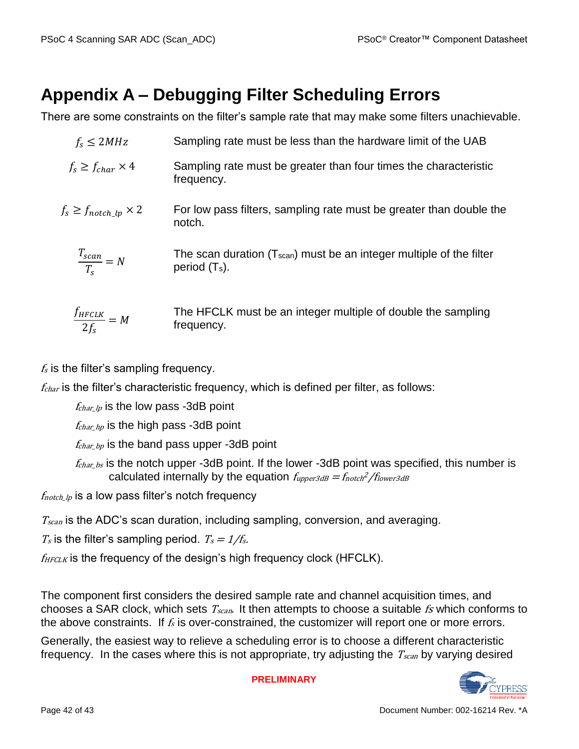# Appendix A – Debugging Filter Scheduling Errors

There are some constraints on the filter's sample rate that may make some filters unachievable.

| | |
|---|---|
| $f_s \leq 2MHz$ | Sampling rate must be less than the hardware limit of the UAB |
| $f_s \geq f_{char} \times 4$ | Sampling rate must be greater than four times the characteristic frequency. |
| $f_s \geq f_{notch\_lp} \times 2$ | For low pass filters, sampling rate must be greater than double the notch. |
| $\frac{T_{scan}}{T_s} = N$ | The scan duration ($T_{scan}$) must be an integer multiple of the filter period ($T_s$). |
| $\frac{f_{HFCLK}}{2f_s} = M$ | The HFCLK must be an integer multiple of double the sampling frequency. |

$f_s$ is the filter's sampling frequency.

$f_{char}$ is the filter's characteristic frequency, which is defined per filter, as follows:

- $f_{char\_lp}$ is the low pass -3dB point
- $f_{char\_hp}$ is the high pass -3dB point
- $f_{char\_bp}$ is the band pass upper -3dB point
- $f_{char\_bs}$ is the notch upper -3dB point. If the lower -3dB point was specified, this number is calculated internally by the equation $f_{upper3dB} = f_{notch}^2/f_{lower3dB}$

$f_{notch\_lp}$ is a low pass filter's notch frequency

$T_{scan}$ is the ADC's scan duration, including sampling, conversion, and averaging.

$T_s$ is the filter's sampling period. $T_s = 1/f_s$.

$f_{HFCLK}$ is the frequency of the design's high frequency clock (HFCLK).

The component first considers the desired sample rate and channel acquisition times, and chooses a SAR clock, which sets $T_{scan}$. It then attempts to choose a suitable $fs$ which conforms to the above constraints. If $f_s$ is over-constrained, the customizer will report one or more errors.

Generally, the easiest way to relieve a scheduling error is to choose a different characteristic frequency. In the cases where this is not appropriate, try adjusting the $T_{scan}$ by varying desired

**PRELIMINARY**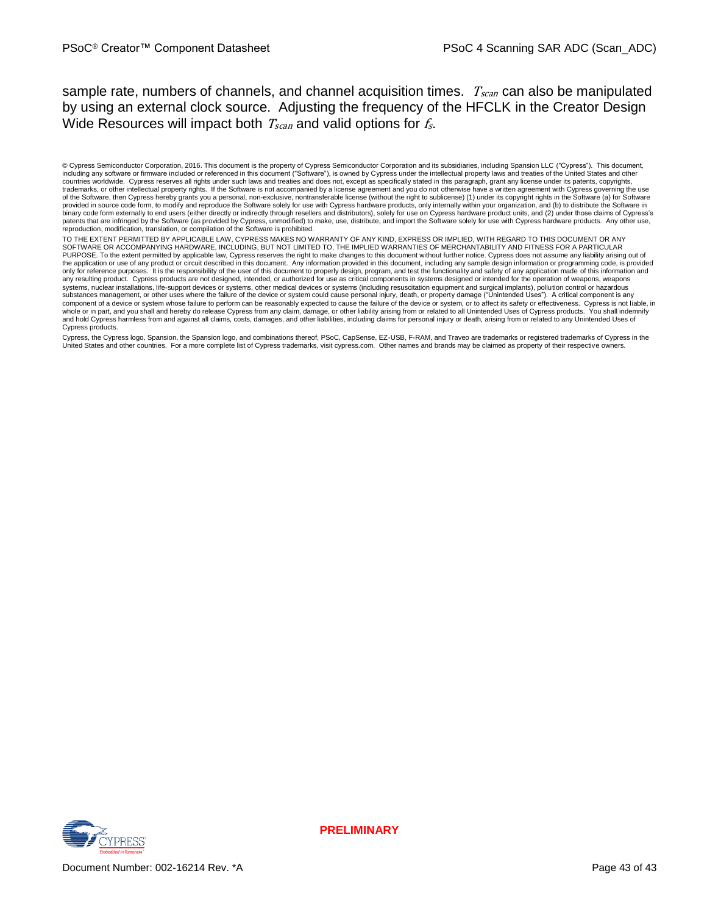sample rate, numbers of channels, and channel acquisition times. $T_{scan}$ can also be manipulated by using an external clock source. Adjusting the frequency of the HFCLK in the Creator Design Wide Resources will impact both $T_{scan}$ and valid options for $f_s$.

© Cypress Semiconductor Corporation, 2016. This document is the property of Cypress Semiconductor Corporation and its subsidiaries, including Spansion LLC ("Cypress"). This document, including any software or firmware included or referenced in this document ("Software"), is owned by Cypress under the intellectual property laws and treaties of the United States and other countries worldwide. Cypress reserves all rights under such laws and treaties and does not, except as specifically stated in this paragraph, grant any license under its patents, copyrights, trademarks, or other intellectual property rights. If the Software is not accompanied by a license agreement and you do not otherwise have a written agreement with Cypress governing the use of the Software, then Cypress hereby grants you a personal, non-exclusive, nontransferable license (without the right to sublicense) (1) under its copyright rights in the Software (a) for Software provided in source code form, to modify and reproduce the Software solely for use with Cypress hardware products, only internally within your organization, and (b) to distribute the Software in binary code form externally to end users (either directly or indirectly through resellers and distributors), solely for use on Cypress hardware product units, and (2) under those claims of Cypress's patents that are infringed by the Software (as provided by Cypress, unmodified) to make, use, distribute, and import the Software solely for use with Cypress hardware products. Any other use, reproduction, modification, translation, or compilation of the Software is prohibited.

TO THE EXTENT PERMITTED BY APPLICABLE LAW, CYPRESS MAKES NO WARRANTY OF ANY KIND, EXPRESS OR IMPLIED, WITH REGARD TO THIS DOCUMENT OR ANY SOFTWARE OR ACCOMPANYING HARDWARE, INCLUDING, BUT NOT LIMITED TO, THE IMPLIED WARRANTIES OF MERCHANTABILITY AND FITNESS FOR A PARTICULAR PURPOSE. To the extent permitted by applicable law, Cypress reserves the right to make changes to this document without further notice. Cypress does not assume any liability arising out of the application or use of any product or circuit described in this document. Any information provided in this document, including any sample design information or programming code, is provided only for reference purposes. It is the responsibility of the user of this document to properly design, program, and test the functionality and safety of any application made of this information and any resulting product. Cypress products are not designed, intended, or authorized for use as critical components in systems designed or intended for the operation of weapons, weapons systems, nuclear installations, life-support devices or systems, other medical devices or systems (including resuscitation equipment and surgical implants), pollution control or hazardous substances management, or other uses where the failure of the device or system could cause personal injury, death, or property damage ("Unintended Uses"). A critical component is any component of a device or system whose failure to perform can be reasonably expected to cause the failure of the device or system, or to affect its safety or effectiveness. Cypress is not liable, in whole or in part, and you shall and hereby do release Cypress from any claim, damage, or other liability arising from or related to all Unintended Uses of Cypress products. You shall indemnify and hold Cypress harmless from and against all claims, costs, damages, and other liabilities, including claims for personal injury or death, arising from or related to any Unintended Uses of Cypress products.

Cypress, the Cypress logo, Spansion, the Spansion logo, and combinations thereof, PSoC, CapSense, EZ-USB, F-RAM, and Traveo are trademarks or registered trademarks of Cypress in the United States and other countries. For a more complete list of Cypress trademarks, visit cypress.com. Other names and brands may be claimed as property of their respective owners.

**PRELIMINARY**